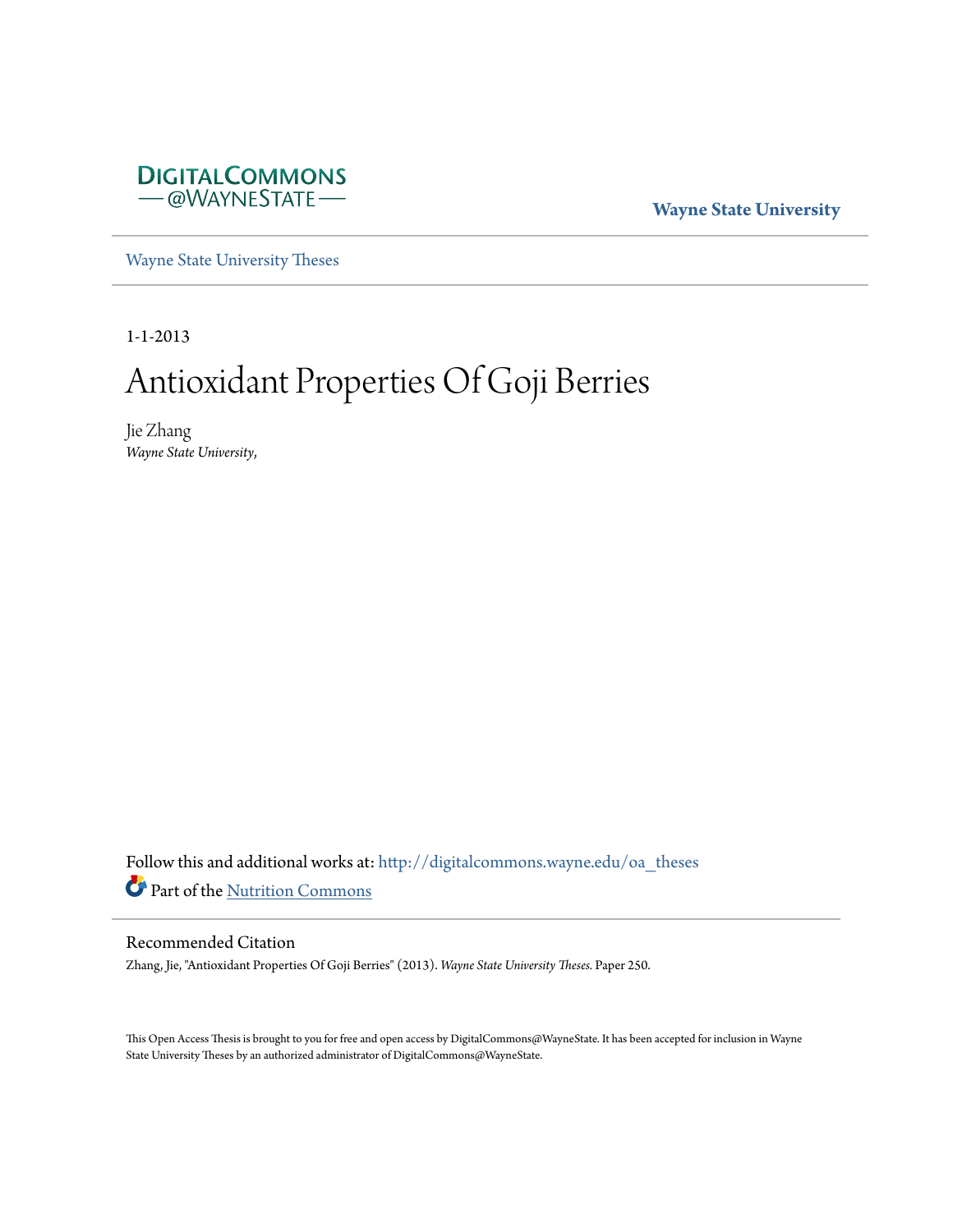DIGITALCOMMONS
— @WAYNESTATE —

**Wayne State University**

Wayne State University Theses

1-1-2013

# Antioxidant Properties Of Goji Berries

Jie Zhang
*Wayne State University,*

Follow this and additional works at: http://digitalcommons.wayne.edu/oa_theses

Part of the Nutrition Commons

## Recommended Citation

Zhang, Jie, "Antioxidant Properties Of Goji Berries" (2013). *Wayne State University Theses.* Paper 250.

This Open Access Thesis is brought to you for free and open access by DigitalCommons@WayneState. It has been accepted for inclusion in Wayne State University Theses by an authorized administrator of DigitalCommons@WayneState.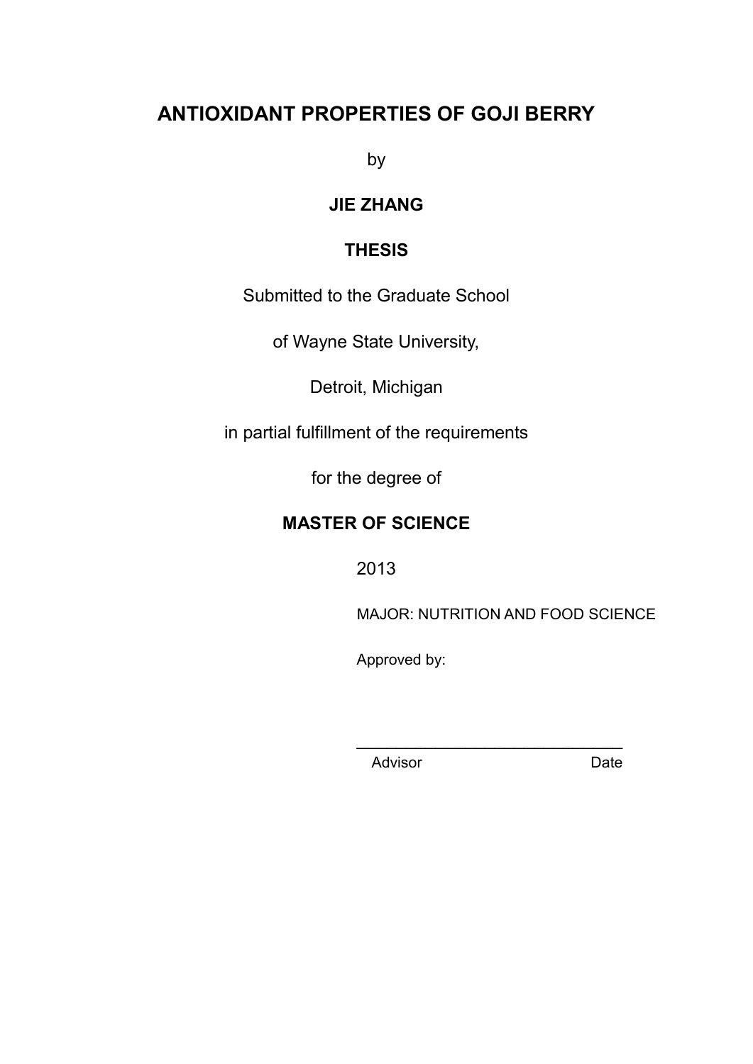# ANTIOXIDANT PROPERTIES OF GOJI BERRY

by

**JIE ZHANG**

**THESIS**

Submitted to the Graduate School

of Wayne State University,

Detroit, Michigan

in partial fulfillment of the requirements

for the degree of

**MASTER OF SCIENCE**

2013

MAJOR: NUTRITION AND FOOD SCIENCE

Approved by:

\_\_\_\_\_\_\_\_\_\_\_\_\_\_\_\_\_\_\_\_\_\_\_\_\_\_\_\_\_\_\_\_\_\_

Advisor Date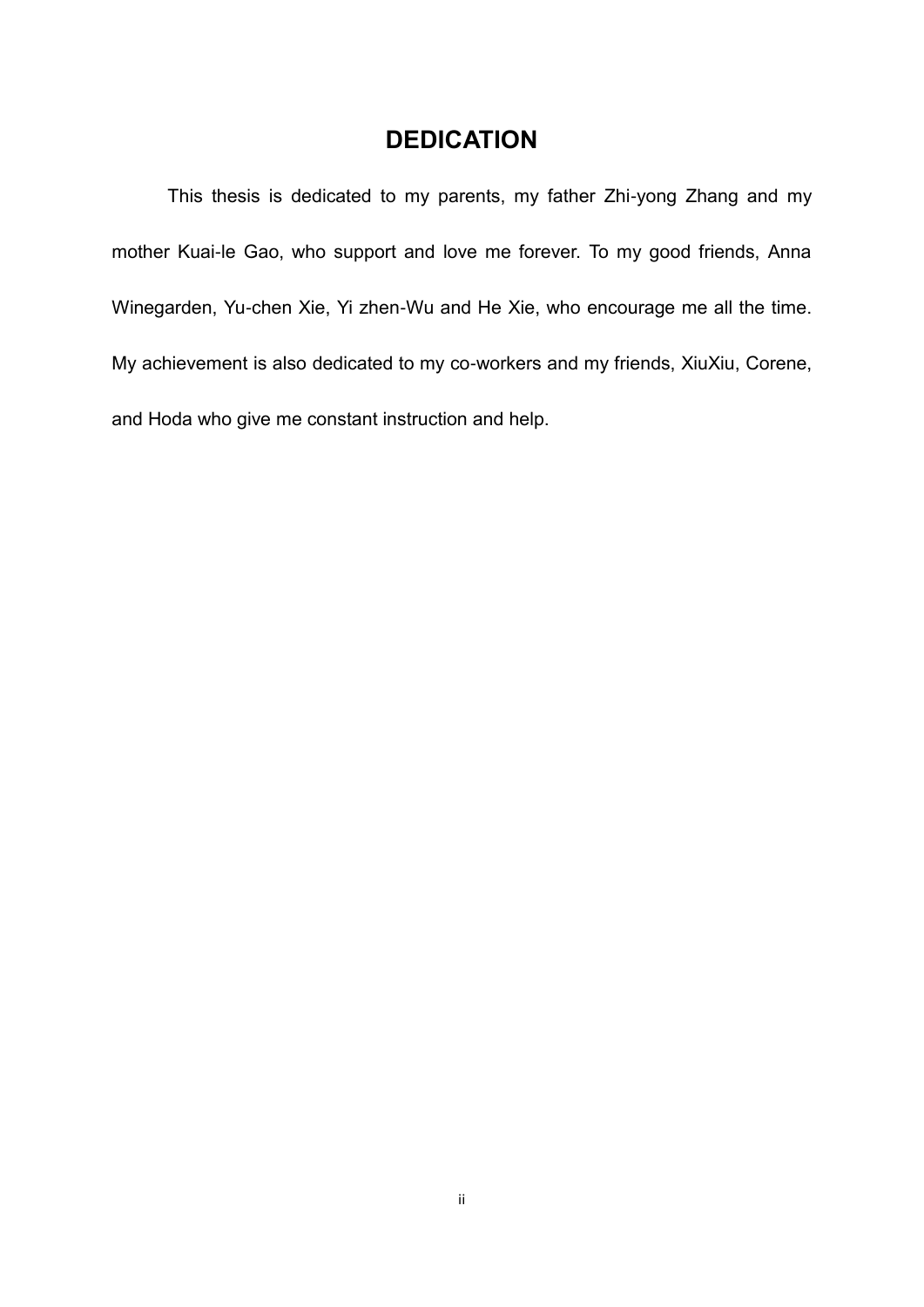# DEDICATION

This thesis is dedicated to my parents, my father Zhi-yong Zhang and my mother Kuai-le Gao, who support and love me forever. To my good friends, Anna Winegarden, Yu-chen Xie, Yi zhen-Wu and He Xie, who encourage me all the time. My achievement is also dedicated to my co-workers and my friends, XiuXiu, Corene, and Hoda who give me constant instruction and help.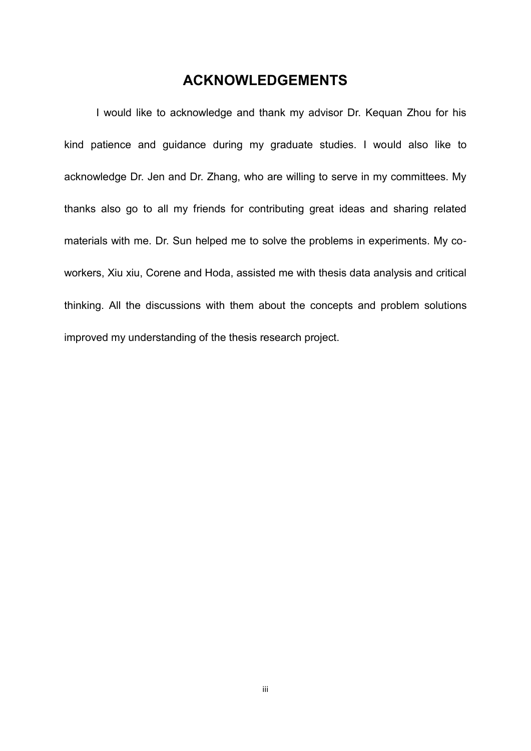# ACKNOWLEDGEMENTS

I would like to acknowledge and thank my advisor Dr. Kequan Zhou for his kind patience and guidance during my graduate studies. I would also like to acknowledge Dr. Jen and Dr. Zhang, who are willing to serve in my committees. My thanks also go to all my friends for contributing great ideas and sharing related materials with me. Dr. Sun helped me to solve the problems in experiments. My co-workers, Xiu xiu, Corene and Hoda, assisted me with thesis data analysis and critical thinking. All the discussions with them about the concepts and problem solutions improved my understanding of the thesis research project.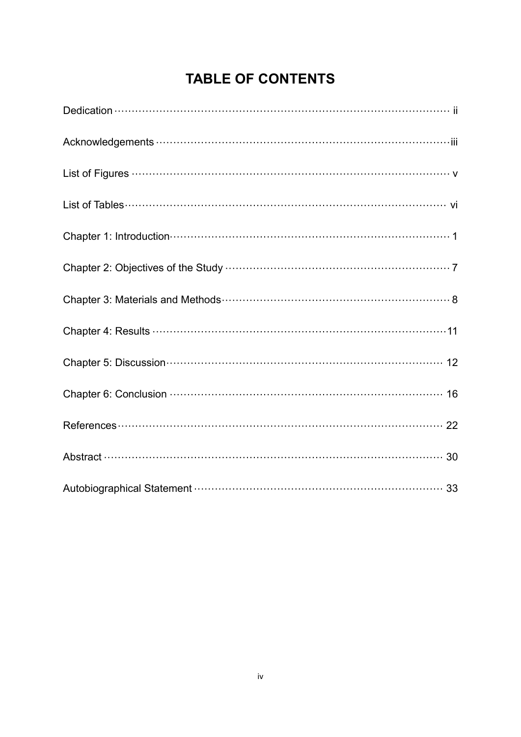# TABLE OF CONTENTS

Dedication ········································································ ii

Acknowledgements ·························································· iii

List of Figures ································································· v

List of Tables ·································································· vi

Chapter 1: Introduction ····················································· 1

Chapter 2: Objectives of the Study ······································ 7

Chapter 3: Materials and Methods ······································· 8

Chapter 4: Results ·························································· 11

Chapter 5: Discussion ······················································ 12

Chapter 6: Conclusion ····················································· 16

References ···································································· 22

Abstract ········································································ 30

Autobiographical Statement ·············································· 33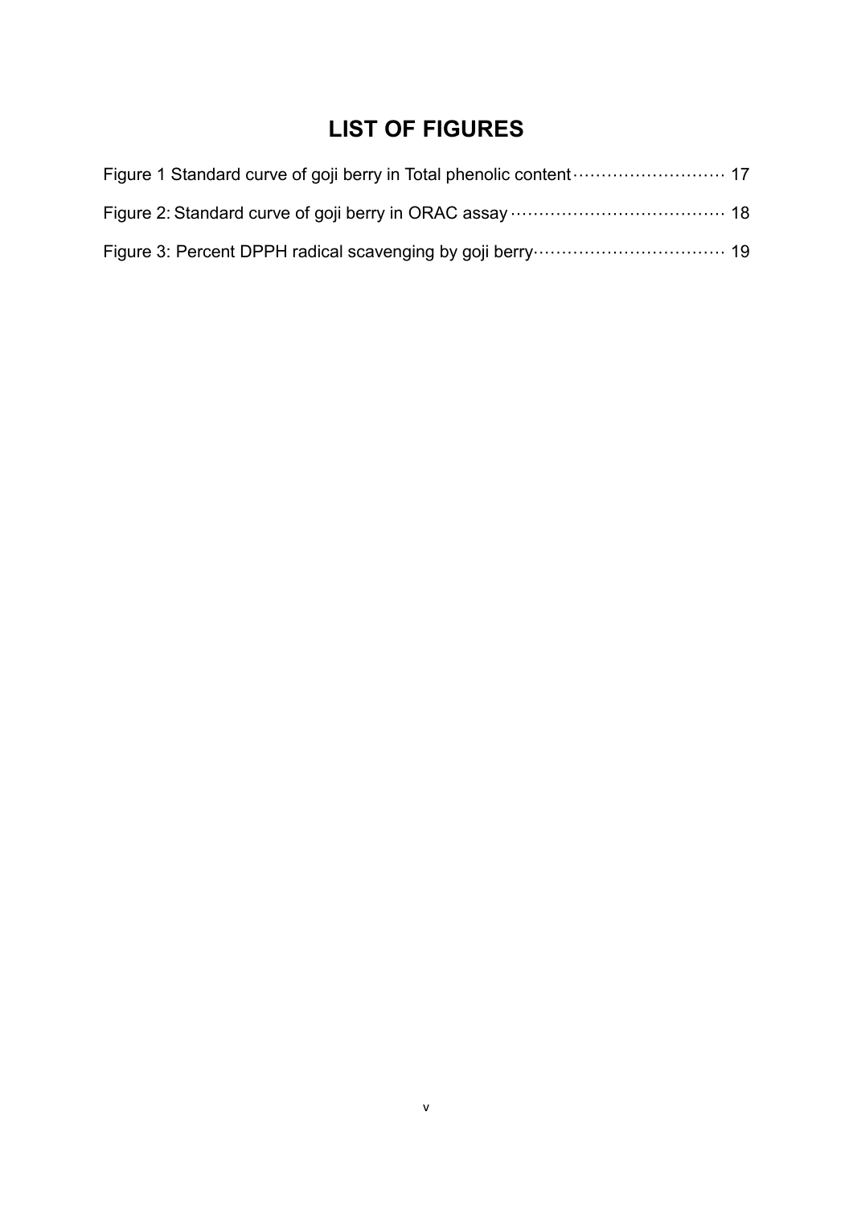# LIST OF FIGURES

Figure 1 Standard curve of goji berry in Total phenolic content ·························· 17

Figure 2: Standard curve of goji berry in ORAC assay ····································· 18

Figure 3: Percent DPPH radical scavenging by goji berry································· 19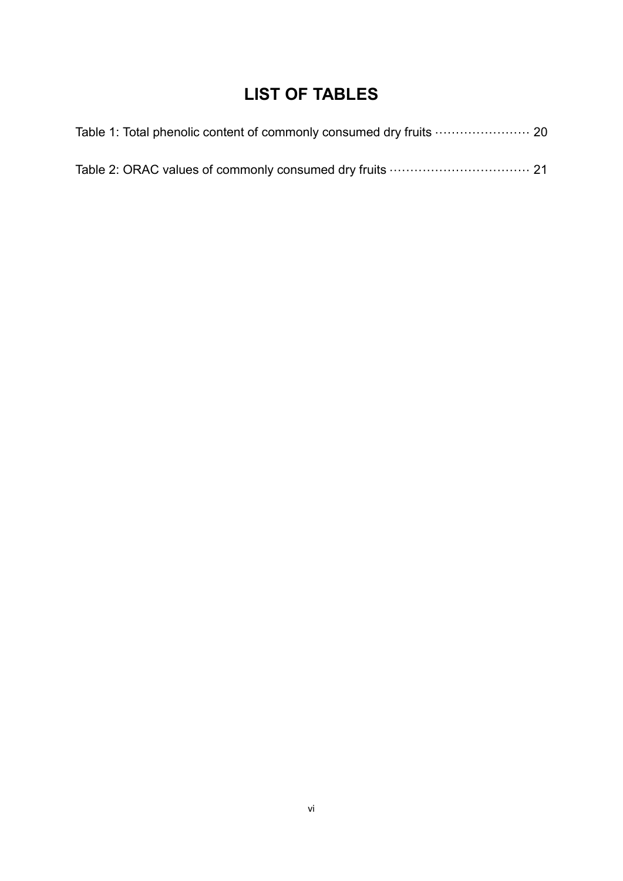# LIST OF TABLES

Table 1: Total phenolic content of commonly consumed dry fruits ······················ 20

Table 2: ORAC values of commonly consumed dry fruits ································ 21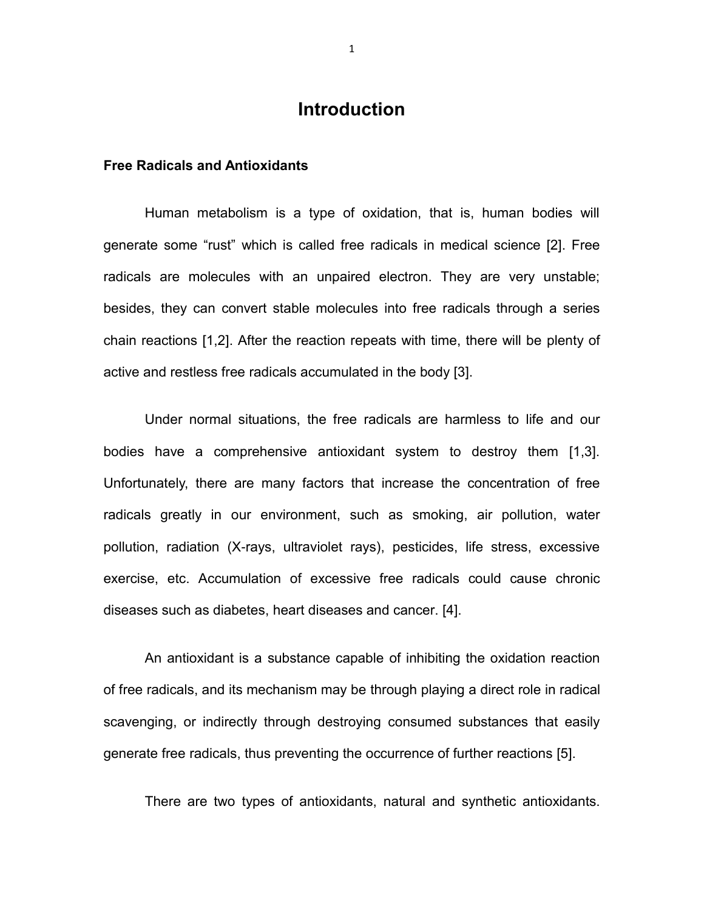# Introduction

## Free Radicals and Antioxidants

Human metabolism is a type of oxidation, that is, human bodies will generate some “rust” which is called free radicals in medical science [2]. Free radicals are molecules with an unpaired electron. They are very unstable; besides, they can convert stable molecules into free radicals through a series chain reactions [1,2]. After the reaction repeats with time, there will be plenty of active and restless free radicals accumulated in the body [3].

Under normal situations, the free radicals are harmless to life and our bodies have a comprehensive antioxidant system to destroy them [1,3]. Unfortunately, there are many factors that increase the concentration of free radicals greatly in our environment, such as smoking, air pollution, water pollution, radiation (X-rays, ultraviolet rays), pesticides, life stress, excessive exercise, etc. Accumulation of excessive free radicals could cause chronic diseases such as diabetes, heart diseases and cancer. [4].

An antioxidant is a substance capable of inhibiting the oxidation reaction of free radicals, and its mechanism may be through playing a direct role in radical scavenging, or indirectly through destroying consumed substances that easily generate free radicals, thus preventing the occurrence of further reactions [5].

There are two types of antioxidants, natural and synthetic antioxidants.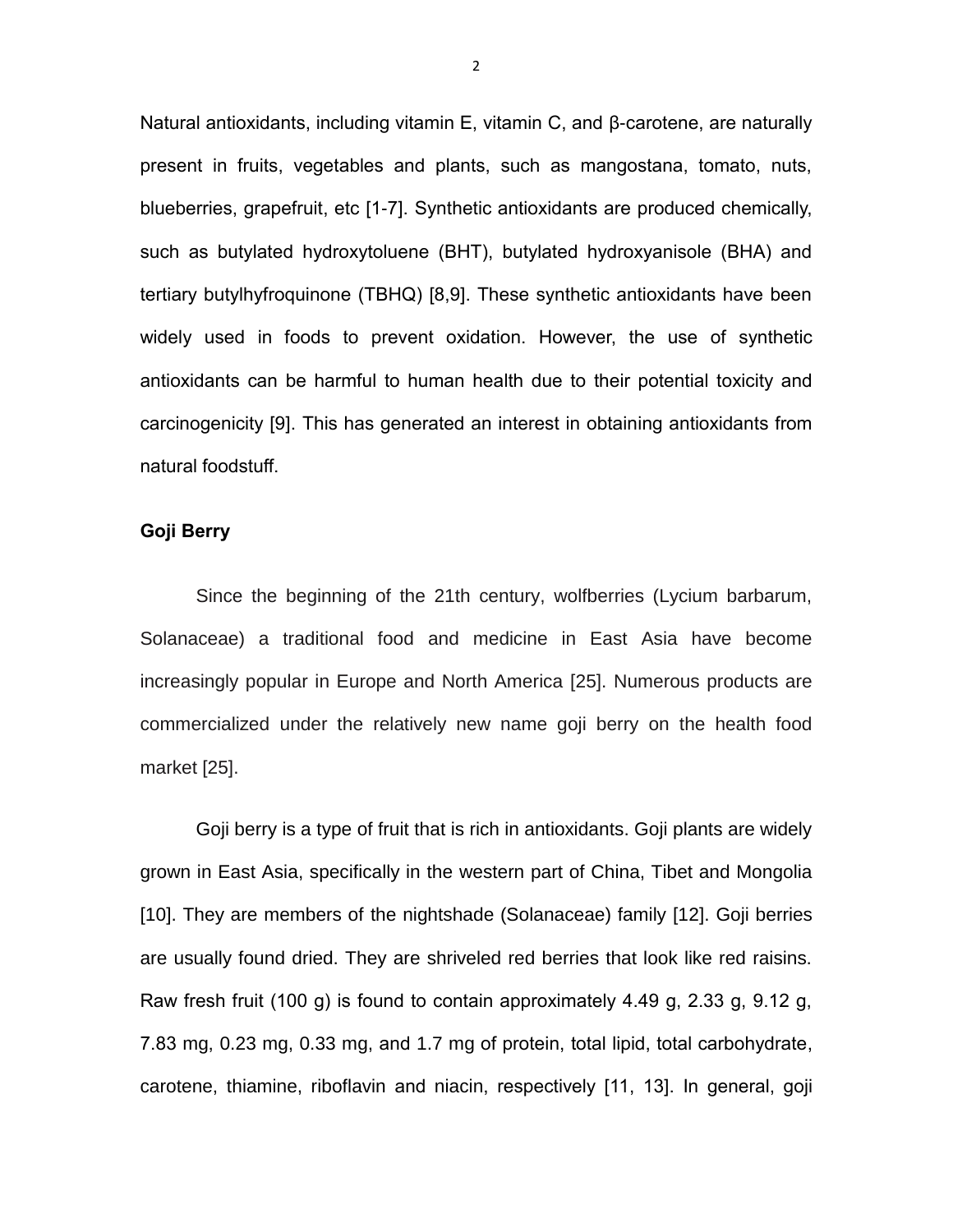Natural antioxidants, including vitamin E, vitamin C, and β-carotene, are naturally present in fruits, vegetables and plants, such as mangostana, tomato, nuts, blueberries, grapefruit, etc [1-7]. Synthetic antioxidants are produced chemically, such as butylated hydroxytoluene (BHT), butylated hydroxyanisole (BHA) and tertiary butylhyfroquinone (TBHQ) [8,9]. These synthetic antioxidants have been widely used in foods to prevent oxidation. However, the use of synthetic antioxidants can be harmful to human health due to their potential toxicity and carcinogenicity [9]. This has generated an interest in obtaining antioxidants from natural foodstuff.

**Goji Berry**

Since the beginning of the 21th century, wolfberries (Lycium barbarum, Solanaceae) a traditional food and medicine in East Asia have become increasingly popular in Europe and North America [25]. Numerous products are commercialized under the relatively new name goji berry on the health food market [25].

Goji berry is a type of fruit that is rich in antioxidants. Goji plants are widely grown in East Asia, specifically in the western part of China, Tibet and Mongolia [10]. They are members of the nightshade (Solanaceae) family [12]. Goji berries are usually found dried. They are shriveled red berries that look like red raisins. Raw fresh fruit (100 g) is found to contain approximately 4.49 g, 2.33 g, 9.12 g, 7.83 mg, 0.23 mg, 0.33 mg, and 1.7 mg of protein, total lipid, total carbohydrate, carotene, thiamine, riboflavin and niacin, respectively [11, 13]. In general, goji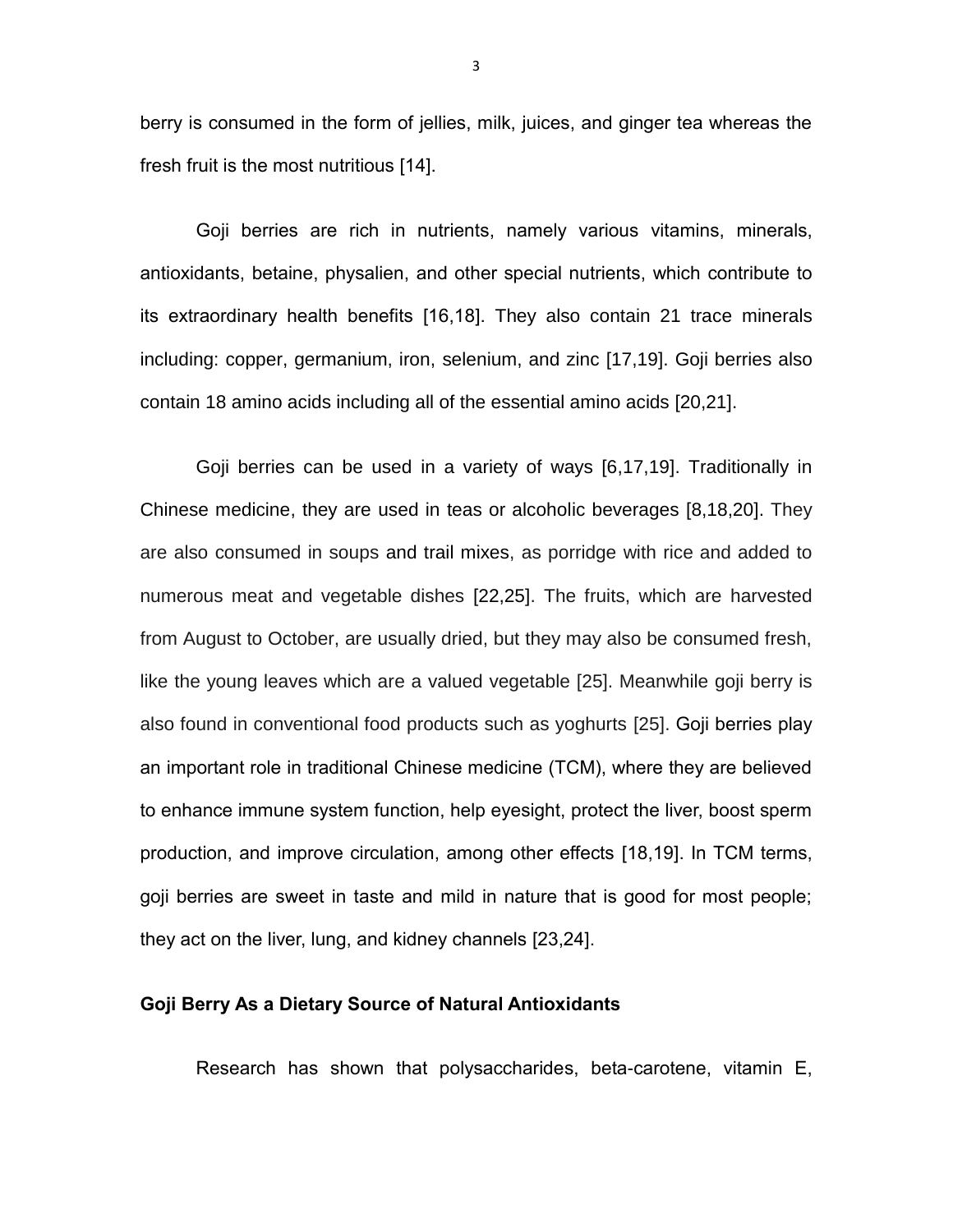berry is consumed in the form of jellies, milk, juices, and ginger tea whereas the fresh fruit is the most nutritious [14].

Goji berries are rich in nutrients, namely various vitamins, minerals, antioxidants, betaine, physalien, and other special nutrients, which contribute to its extraordinary health benefits [16,18]. They also contain 21 trace minerals including: copper, germanium, iron, selenium, and zinc [17,19]. Goji berries also contain 18 amino acids including all of the essential amino acids [20,21].

Goji berries can be used in a variety of ways [6,17,19]. Traditionally in Chinese medicine, they are used in teas or alcoholic beverages [8,18,20]. They are also consumed in soups and trail mixes, as porridge with rice and added to numerous meat and vegetable dishes [22,25]. The fruits, which are harvested from August to October, are usually dried, but they may also be consumed fresh, like the young leaves which are a valued vegetable [25]. Meanwhile goji berry is also found in conventional food products such as yoghurts [25]. Goji berries play an important role in traditional Chinese medicine (TCM), where they are believed to enhance immune system function, help eyesight, protect the liver, boost sperm production, and improve circulation, among other effects [18,19]. In TCM terms, goji berries are sweet in taste and mild in nature that is good for most people; they act on the liver, lung, and kidney channels [23,24].

## Goji Berry As a Dietary Source of Natural Antioxidants

Research has shown that polysaccharides, beta-carotene, vitamin E,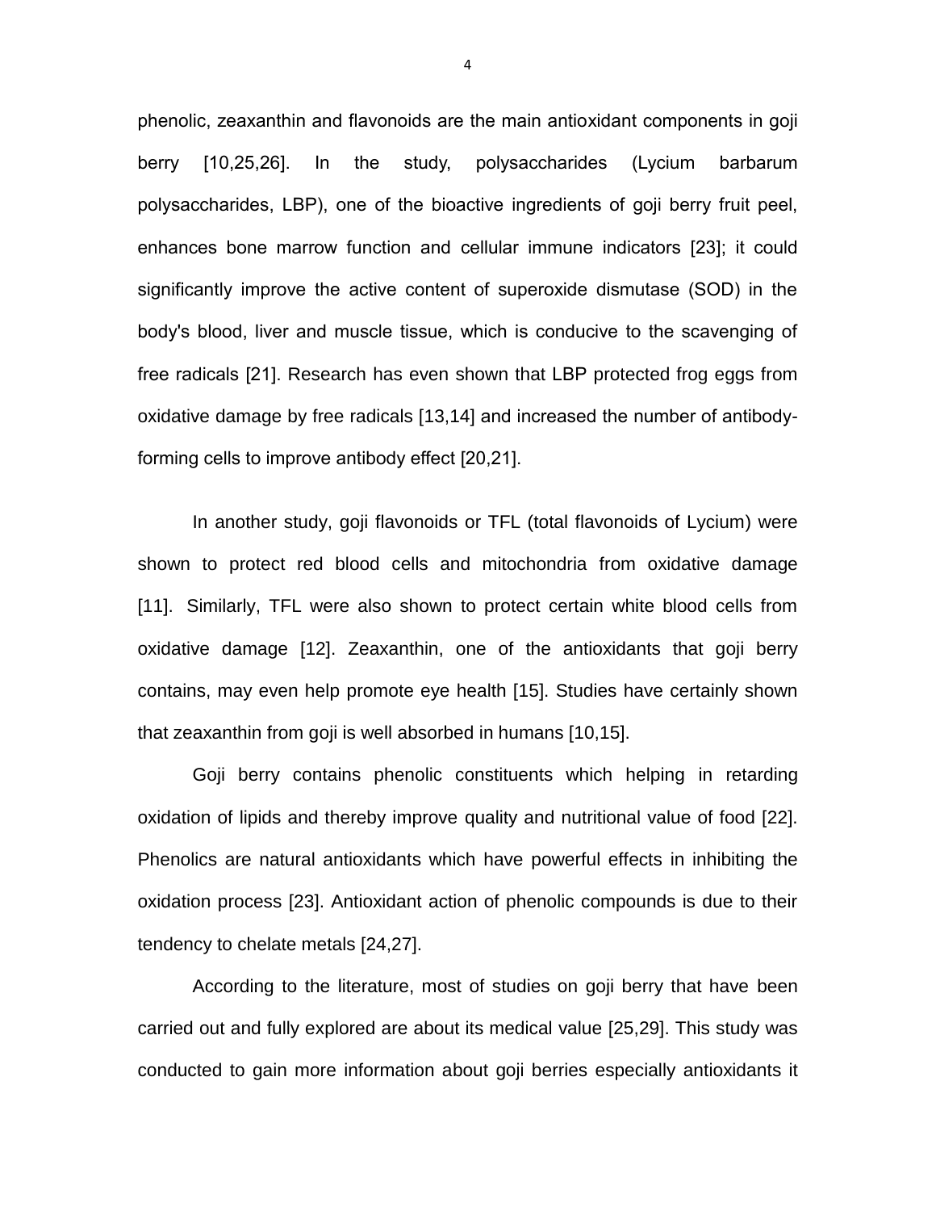phenolic, zeaxanthin and flavonoids are the main antioxidant components in goji berry [10,25,26]. In the study, polysaccharides (Lycium barbarum polysaccharides, LBP), one of the bioactive ingredients of goji berry fruit peel, enhances bone marrow function and cellular immune indicators [23]; it could significantly improve the active content of superoxide dismutase (SOD) in the body's blood, liver and muscle tissue, which is conducive to the scavenging of free radicals [21]. Research has even shown that LBP protected frog eggs from oxidative damage by free radicals [13,14] and increased the number of antibody-forming cells to improve antibody effect [20,21].

In another study, goji flavonoids or TFL (total flavonoids of Lycium) were shown to protect red blood cells and mitochondria from oxidative damage [11]. Similarly, TFL were also shown to protect certain white blood cells from oxidative damage [12]. Zeaxanthin, one of the antioxidants that goji berry contains, may even help promote eye health [15]. Studies have certainly shown that zeaxanthin from goji is well absorbed in humans [10,15].

Goji berry contains phenolic constituents which helping in retarding oxidation of lipids and thereby improve quality and nutritional value of food [22]. Phenolics are natural antioxidants which have powerful effects in inhibiting the oxidation process [23]. Antioxidant action of phenolic compounds is due to their tendency to chelate metals [24,27].

According to the literature, most of studies on goji berry that have been carried out and fully explored are about its medical value [25,29]. This study was conducted to gain more information about goji berries especially antioxidants it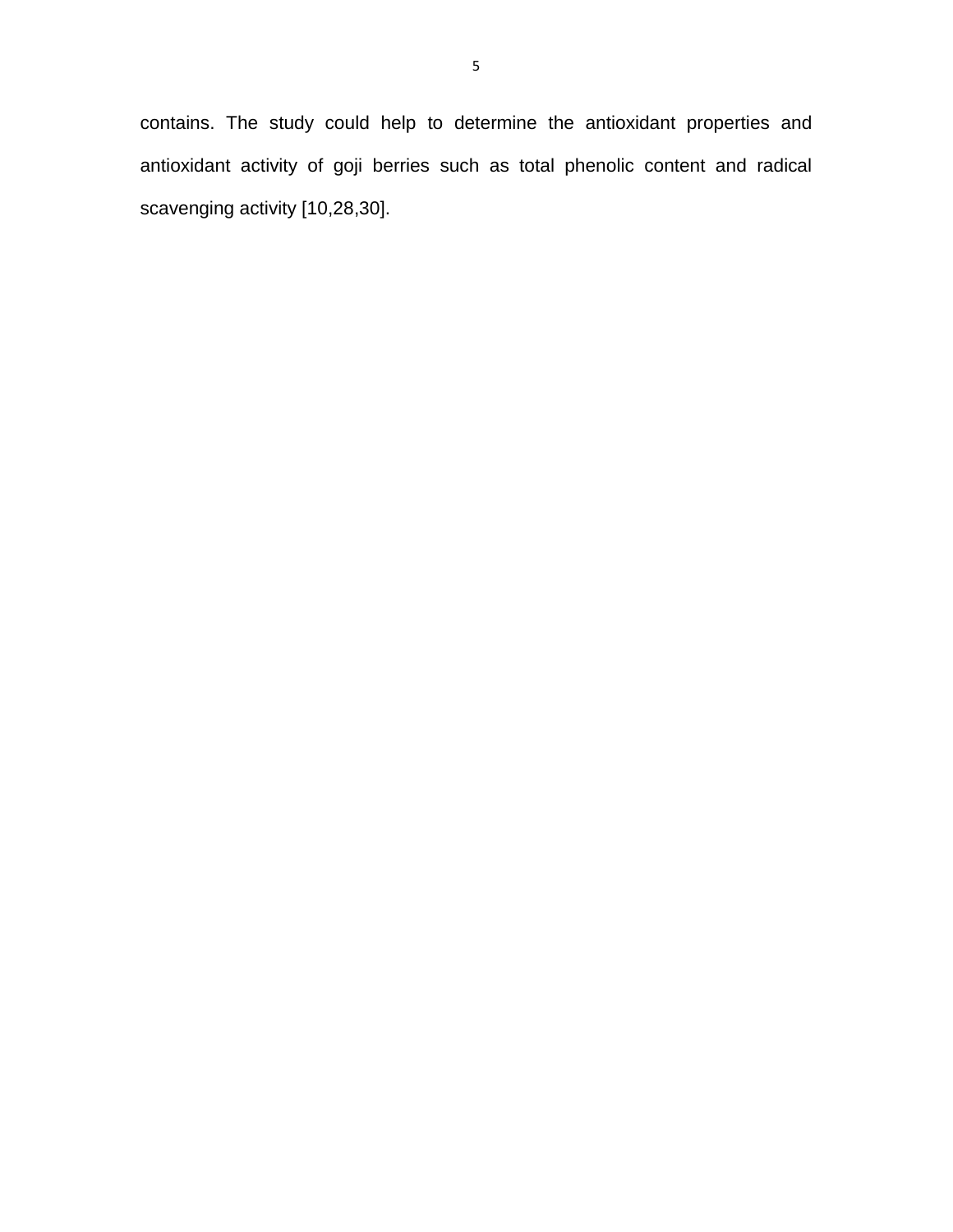contains. The study could help to determine the antioxidant properties and antioxidant activity of goji berries such as total phenolic content and radical scavenging activity [10,28,30].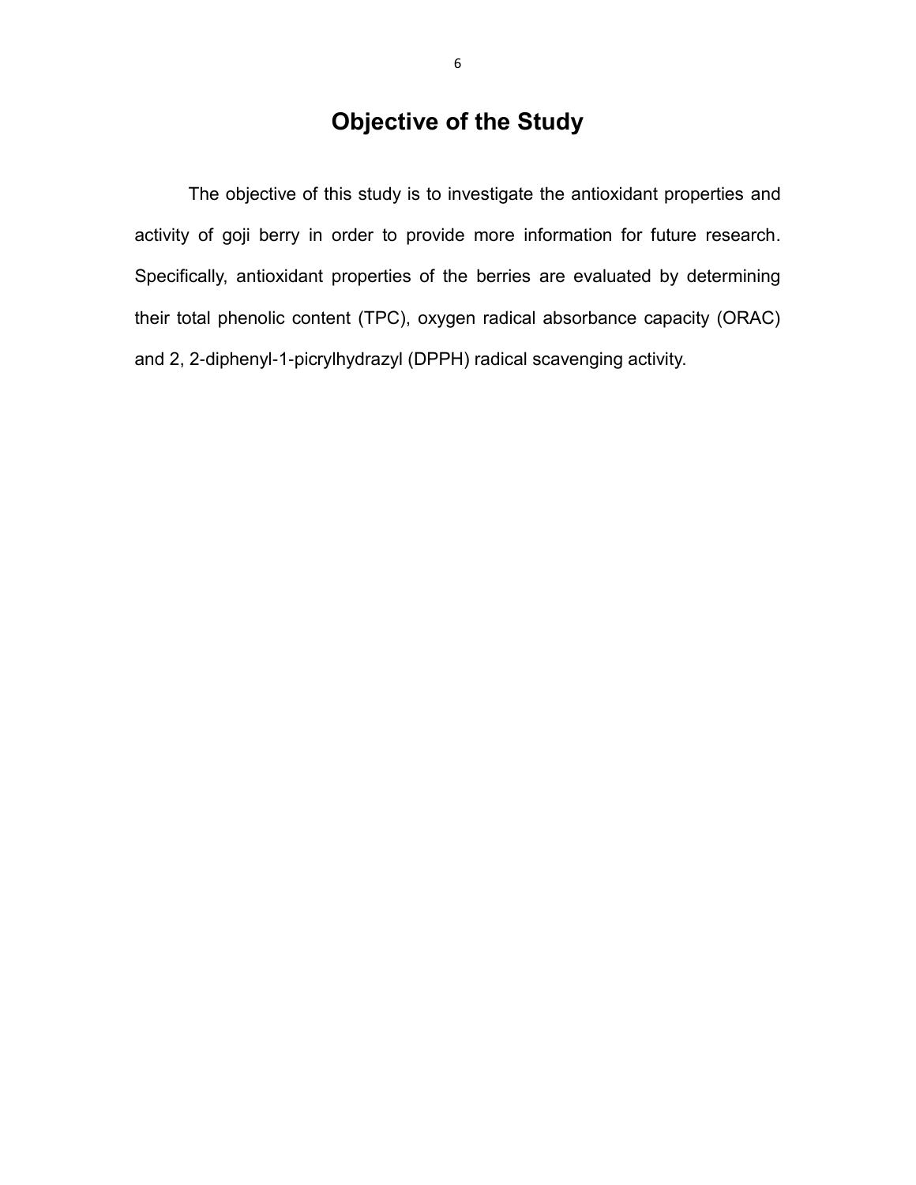# Objective of the Study

The objective of this study is to investigate the antioxidant properties and activity of goji berry in order to provide more information for future research. Specifically, antioxidant properties of the berries are evaluated by determining their total phenolic content (TPC), oxygen radical absorbance capacity (ORAC) and 2, 2-diphenyl-1-picrylhydrazyl (DPPH) radical scavenging activity.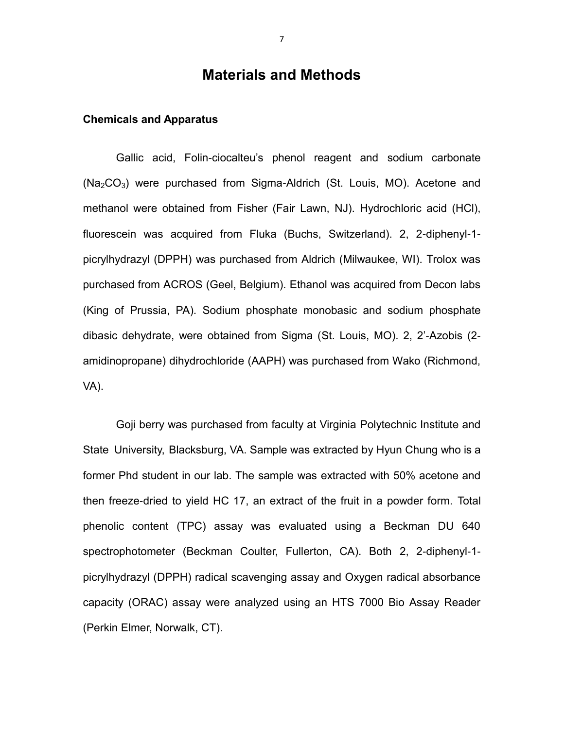# Materials and Methods

### Chemicals and Apparatus

Gallic acid, Folin-ciocalteu's phenol reagent and sodium carbonate ($Na_2CO_3$) were purchased from Sigma-Aldrich (St. Louis, MO). Acetone and methanol were obtained from Fisher (Fair Lawn, NJ). Hydrochloric acid (HCl), fluorescein was acquired from Fluka (Buchs, Switzerland). 2, 2-diphenyl-1-picrylhydrazyl (DPPH) was purchased from Aldrich (Milwaukee, WI). Trolox was purchased from ACROS (Geel, Belgium). Ethanol was acquired from Decon labs (King of Prussia, PA). Sodium phosphate monobasic and sodium phosphate dibasic dehydrate, were obtained from Sigma (St. Louis, MO). 2, 2'-Azobis (2-amidinopropane) dihydrochloride (AAPH) was purchased from Wako (Richmond, VA).

Goji berry was purchased from faculty at Virginia Polytechnic Institute and State University, Blacksburg, VA. Sample was extracted by Hyun Chung who is a former Phd student in our lab. The sample was extracted with 50% acetone and then freeze-dried to yield HC 17, an extract of the fruit in a powder form. Total phenolic content (TPC) assay was evaluated using a Beckman DU 640 spectrophotometer (Beckman Coulter, Fullerton, CA). Both 2, 2-diphenyl-1-picrylhydrazyl (DPPH) radical scavenging assay and Oxygen radical absorbance capacity (ORAC) assay were analyzed using an HTS 7000 Bio Assay Reader (Perkin Elmer, Norwalk, CT).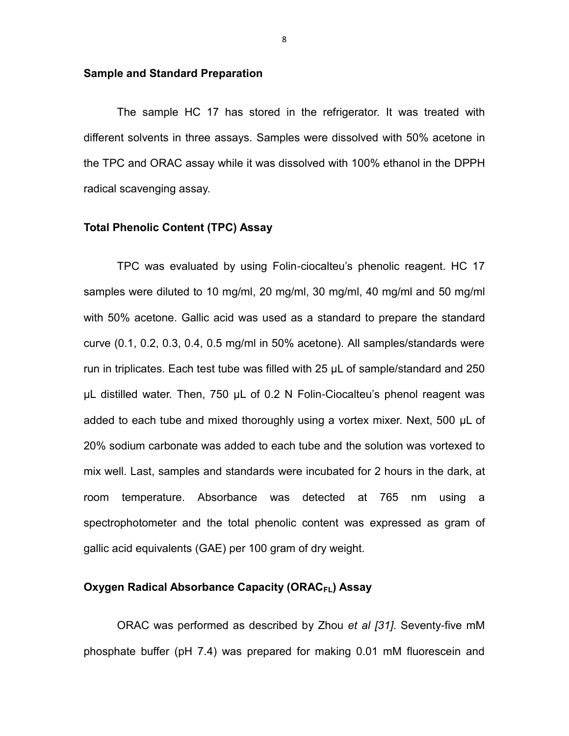### Sample and Standard Preparation

The sample HC 17 has stored in the refrigerator. It was treated with different solvents in three assays. Samples were dissolved with 50% acetone in the TPC and ORAC assay while it was dissolved with 100% ethanol in the DPPH radical scavenging assay.

### Total Phenolic Content (TPC) Assay

TPC was evaluated by using Folin-ciocalteu's phenolic reagent. HC 17 samples were diluted to 10 mg/ml, 20 mg/ml, 30 mg/ml, 40 mg/ml and 50 mg/ml with 50% acetone. Gallic acid was used as a standard to prepare the standard curve (0.1, 0.2, 0.3, 0.4, 0.5 mg/ml in 50% acetone). All samples/standards were run in triplicates. Each test tube was filled with 25 μL of sample/standard and 250 μL distilled water. Then, 750 μL of 0.2 N Folin-Ciocalteu's phenol reagent was added to each tube and mixed thoroughly using a vortex mixer. Next, 500 μL of 20% sodium carbonate was added to each tube and the solution was vortexed to mix well. Last, samples and standards were incubated for 2 hours in the dark, at room temperature. Absorbance was detected at 765 nm using a spectrophotometer and the total phenolic content was expressed as gram of gallic acid equivalents (GAE) per 100 gram of dry weight.

### Oxygen Radical Absorbance Capacity ($ORAC_{FL}$) Assay

ORAC was performed as described by Zhou *et al [31]*. Seventy-five mM phosphate buffer (pH 7.4) was prepared for making 0.01 mM fluorescein and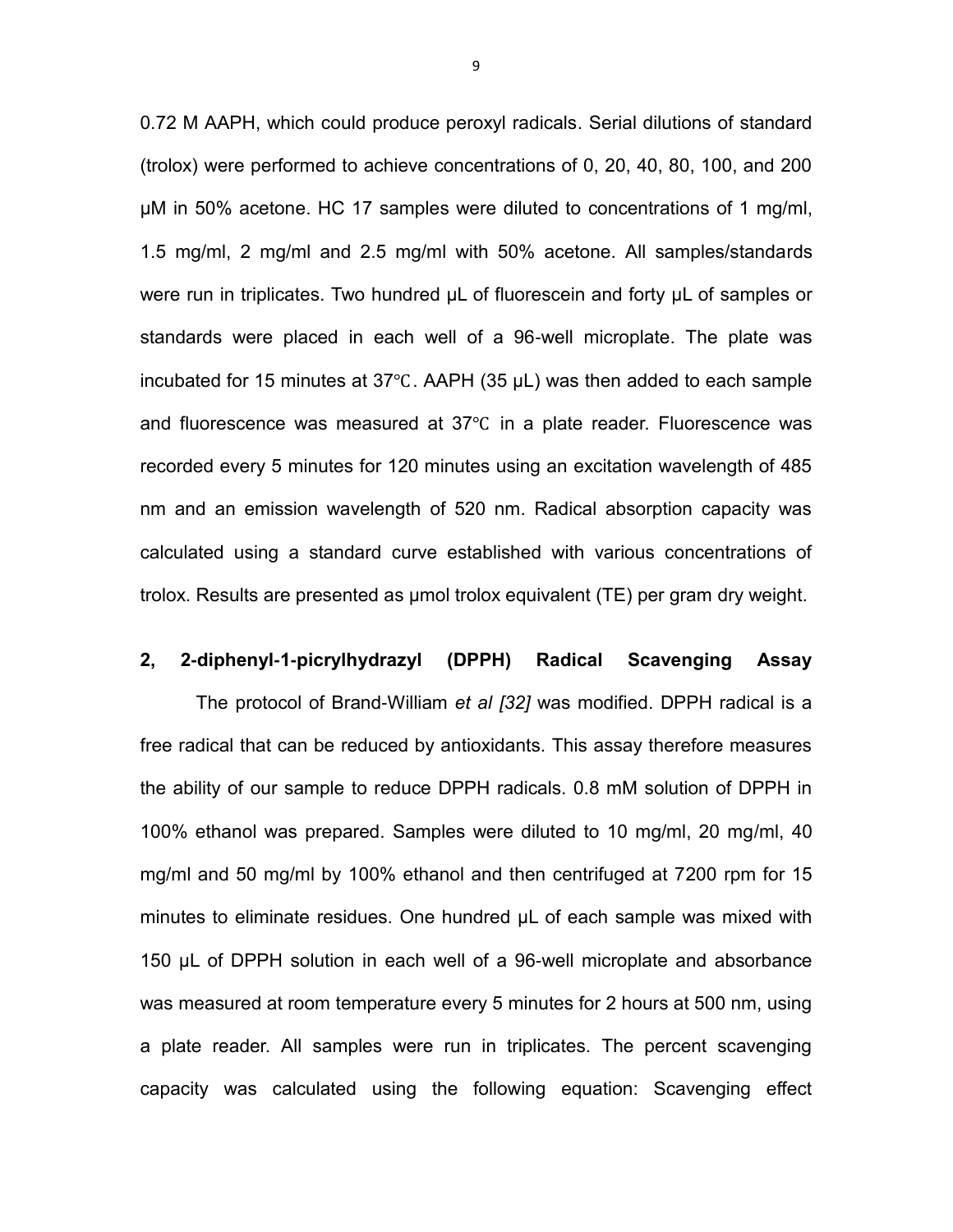0.72 M AAPH, which could produce peroxyl radicals. Serial dilutions of standard (trolox) were performed to achieve concentrations of 0, 20, 40, 80, 100, and 200 μM in 50% acetone. HC 17 samples were diluted to concentrations of 1 mg/ml, 1.5 mg/ml, 2 mg/ml and 2.5 mg/ml with 50% acetone. All samples/standards were run in triplicates. Two hundred μL of fluorescein and forty μL of samples or standards were placed in each well of a 96-well microplate. The plate was incubated for 15 minutes at 37℃. AAPH (35 μL) was then added to each sample and fluorescence was measured at 37℃ in a plate reader. Fluorescence was recorded every 5 minutes for 120 minutes using an excitation wavelength of 485 nm and an emission wavelength of 520 nm. Radical absorption capacity was calculated using a standard curve established with various concentrations of trolox. Results are presented as μmol trolox equivalent (TE) per gram dry weight.

**2, 2-diphenyl-1-picrylhydrazyl (DPPH) Radical Scavenging Assay**

The protocol of Brand-William *et al [32]* was modified. DPPH radical is a free radical that can be reduced by antioxidants. This assay therefore measures the ability of our sample to reduce DPPH radicals. 0.8 mM solution of DPPH in 100% ethanol was prepared. Samples were diluted to 10 mg/ml, 20 mg/ml, 40 mg/ml and 50 mg/ml by 100% ethanol and then centrifuged at 7200 rpm for 15 minutes to eliminate residues. One hundred μL of each sample was mixed with 150 μL of DPPH solution in each well of a 96-well microplate and absorbance was measured at room temperature every 5 minutes for 2 hours at 500 nm, using a plate reader. All samples were run in triplicates. The percent scavenging capacity was calculated using the following equation: Scavenging effect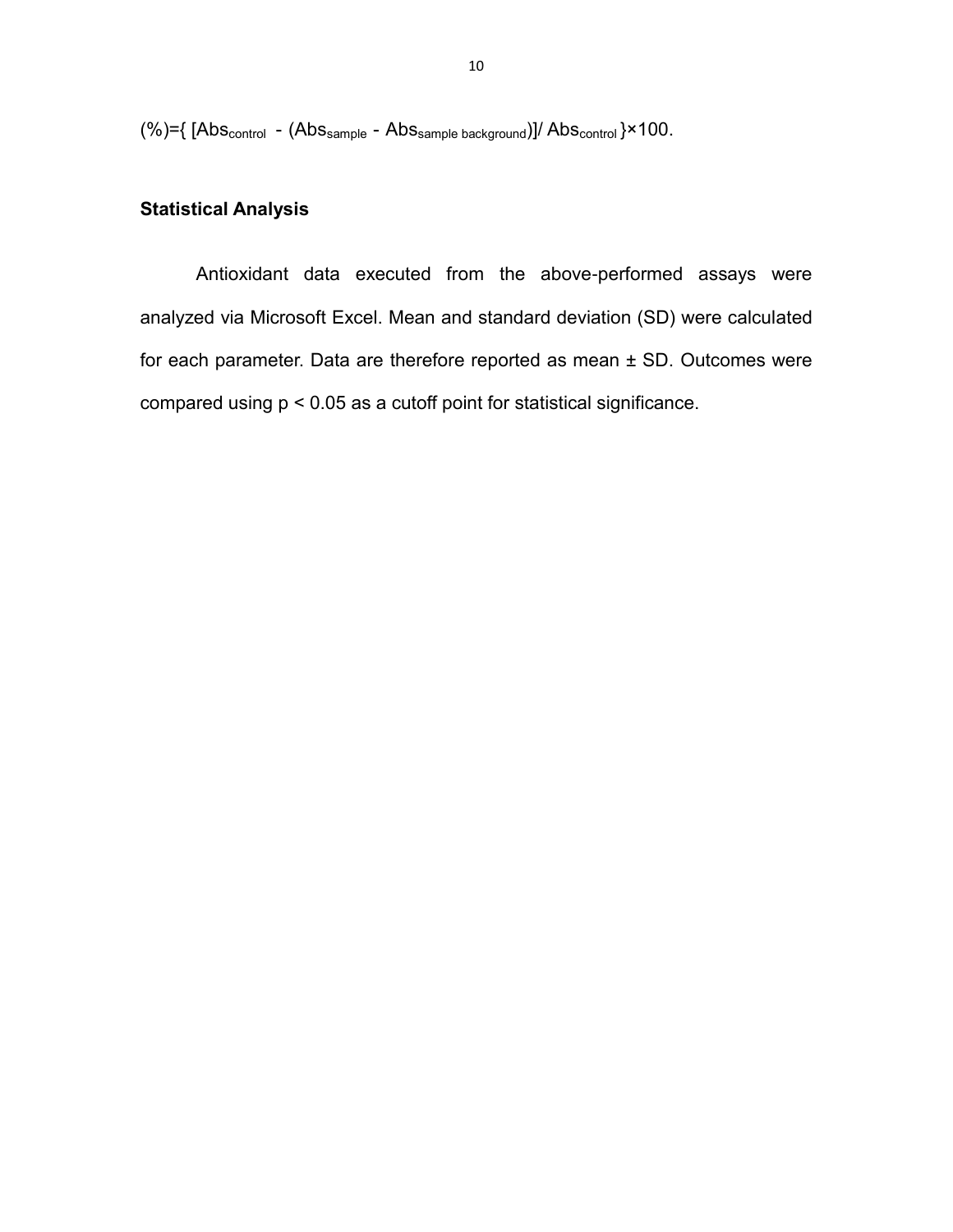$(\%) = \{ [Abs_{control} - (Abs_{sample} - Abs_{sample\ background})] / Abs_{control} \} \times 100$.

### Statistical Analysis

Antioxidant data executed from the above-performed assays were analyzed via Microsoft Excel. Mean and standard deviation (SD) were calculated for each parameter. Data are therefore reported as mean ± SD. Outcomes were compared using $p < 0.05$ as a cutoff point for statistical significance.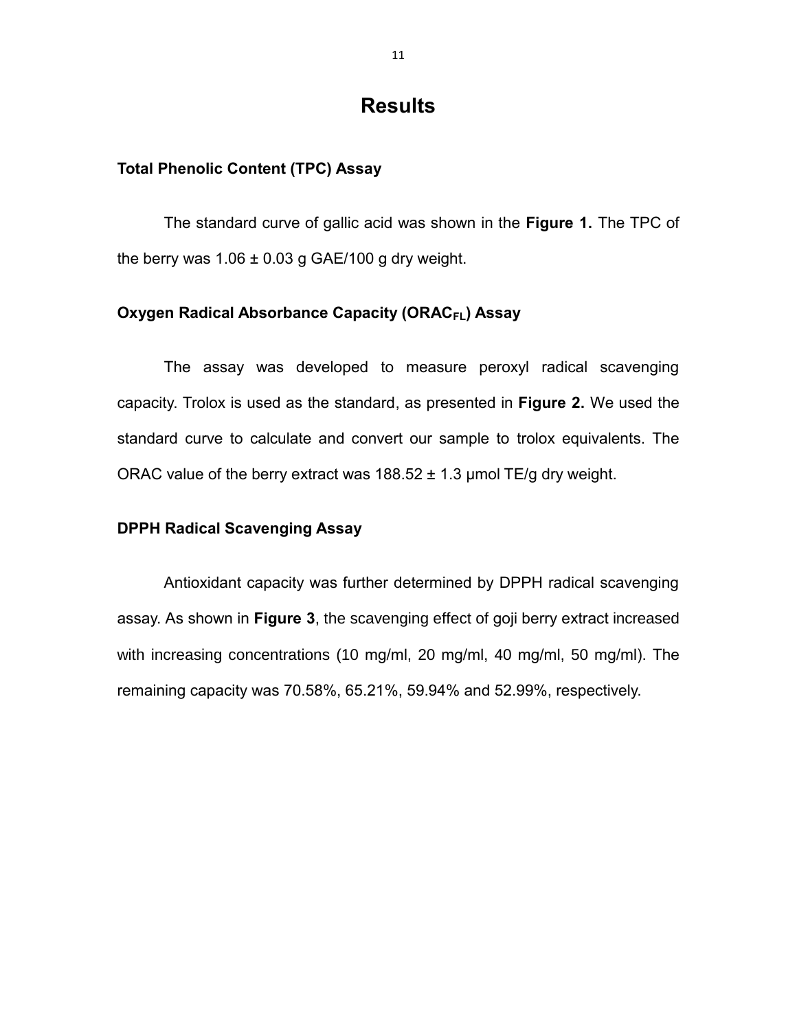# Results

### Total Phenolic Content (TPC) Assay

The standard curve of gallic acid was shown in the **Figure 1.** The TPC of the berry was 1.06 ± 0.03 g GAE/100 g dry weight.

### Oxygen Radical Absorbance Capacity ($ORAC_{FL}$) Assay

The assay was developed to measure peroxyl radical scavenging capacity. Trolox is used as the standard, as presented in **Figure 2.** We used the standard curve to calculate and convert our sample to trolox equivalents. The ORAC value of the berry extract was 188.52 ± 1.3 μmol TE/g dry weight.

### DPPH Radical Scavenging Assay

Antioxidant capacity was further determined by DPPH radical scavenging assay. As shown in **Figure 3**, the scavenging effect of goji berry extract increased with increasing concentrations (10 mg/ml, 20 mg/ml, 40 mg/ml, 50 mg/ml). The remaining capacity was 70.58%, 65.21%, 59.94% and 52.99%, respectively.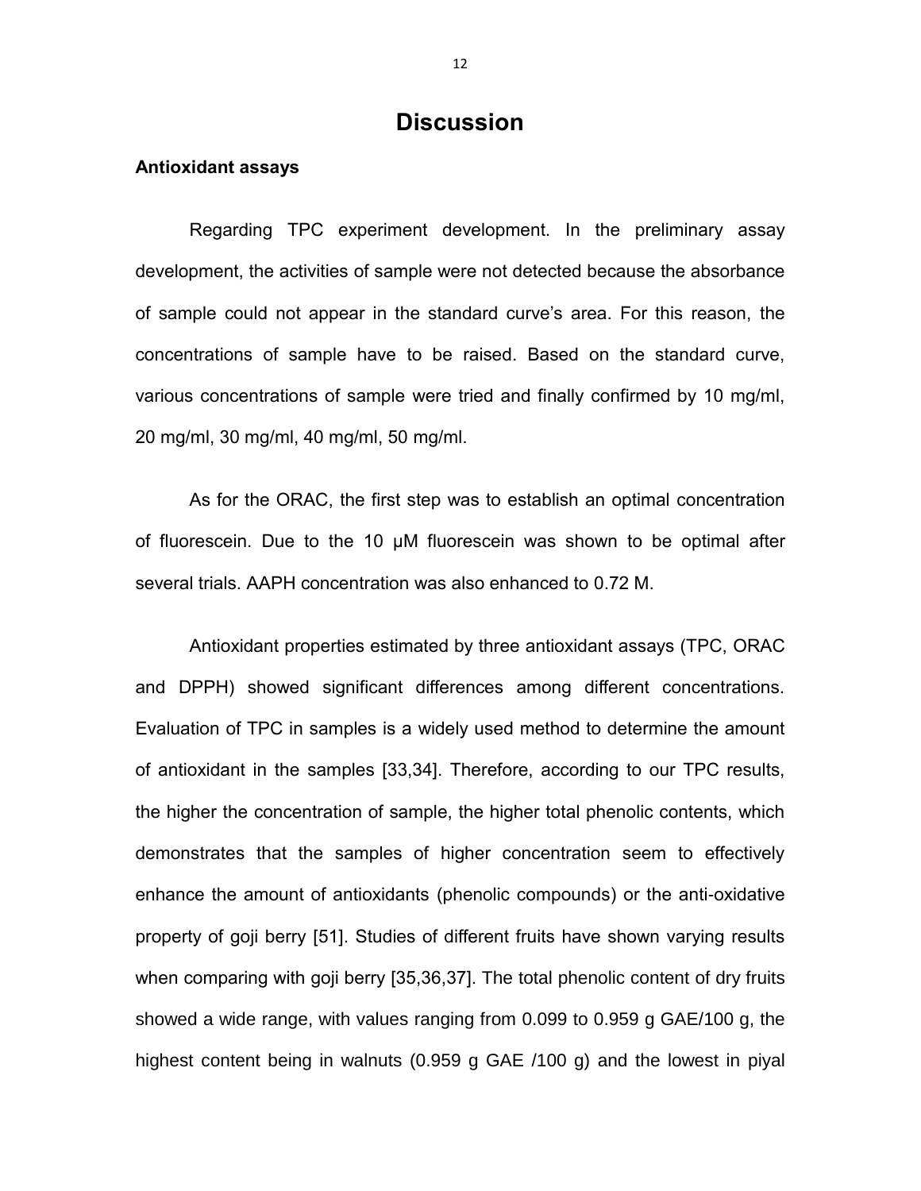# Discussion

### Antioxidant assays

Regarding TPC experiment development. In the preliminary assay development, the activities of sample were not detected because the absorbance of sample could not appear in the standard curve's area. For this reason, the concentrations of sample have to be raised. Based on the standard curve, various concentrations of sample were tried and finally confirmed by 10 mg/ml, 20 mg/ml, 30 mg/ml, 40 mg/ml, 50 mg/ml.

As for the ORAC, the first step was to establish an optimal concentration of fluorescein. Due to the 10 μM fluorescein was shown to be optimal after several trials. AAPH concentration was also enhanced to 0.72 M.

Antioxidant properties estimated by three antioxidant assays (TPC, ORAC and DPPH) showed significant differences among different concentrations. Evaluation of TPC in samples is a widely used method to determine the amount of antioxidant in the samples [33,34]. Therefore, according to our TPC results, the higher the concentration of sample, the higher total phenolic contents, which demonstrates that the samples of higher concentration seem to effectively enhance the amount of antioxidants (phenolic compounds) or the anti-oxidative property of goji berry [51]. Studies of different fruits have shown varying results when comparing with goji berry [35,36,37]. The total phenolic content of dry fruits showed a wide range, with values ranging from 0.099 to 0.959 g GAE/100 g, the highest content being in walnuts (0.959 g GAE /100 g) and the lowest in piyal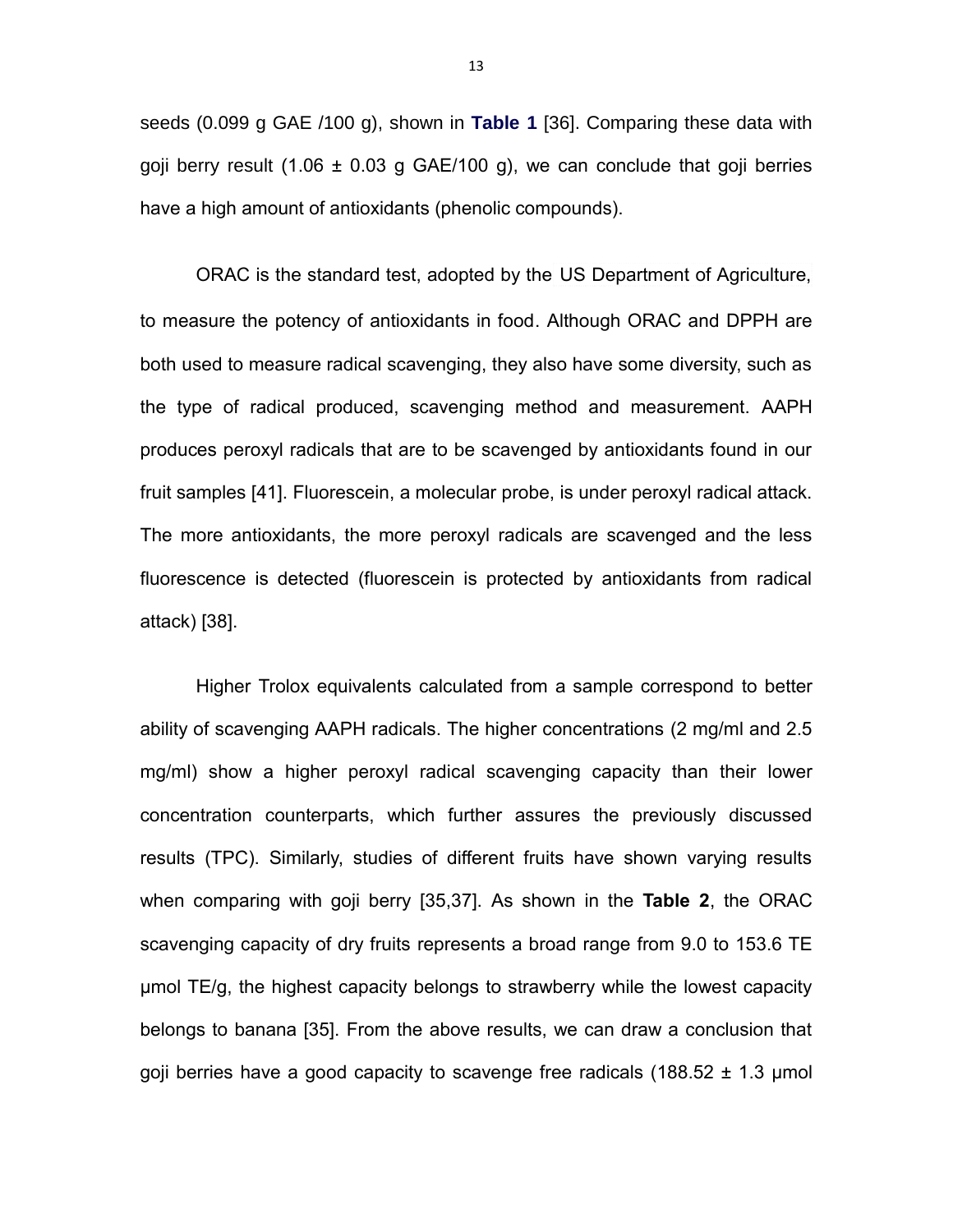seeds (0.099 g GAE /100 g), shown in **Table 1** [36]. Comparing these data with goji berry result (1.06 ± 0.03 g GAE/100 g), we can conclude that goji berries have a high amount of antioxidants (phenolic compounds).

ORAC is the standard test, adopted by the US Department of Agriculture, to measure the potency of antioxidants in food. Although ORAC and DPPH are both used to measure radical scavenging, they also have some diversity, such as the type of radical produced, scavenging method and measurement. AAPH produces peroxyl radicals that are to be scavenged by antioxidants found in our fruit samples [41]. Fluorescein, a molecular probe, is under peroxyl radical attack. The more antioxidants, the more peroxyl radicals are scavenged and the less fluorescence is detected (fluorescein is protected by antioxidants from radical attack) [38].

Higher Trolox equivalents calculated from a sample correspond to better ability of scavenging AAPH radicals. The higher concentrations (2 mg/ml and 2.5 mg/ml) show a higher peroxyl radical scavenging capacity than their lower concentration counterparts, which further assures the previously discussed results (TPC). Similarly, studies of different fruits have shown varying results when comparing with goji berry [35,37]. As shown in the **Table 2**, the ORAC scavenging capacity of dry fruits represents a broad range from 9.0 to 153.6 TE μmol TE/g, the highest capacity belongs to strawberry while the lowest capacity belongs to banana [35]. From the above results, we can draw a conclusion that goji berries have a good capacity to scavenge free radicals (188.52 ± 1.3 μmol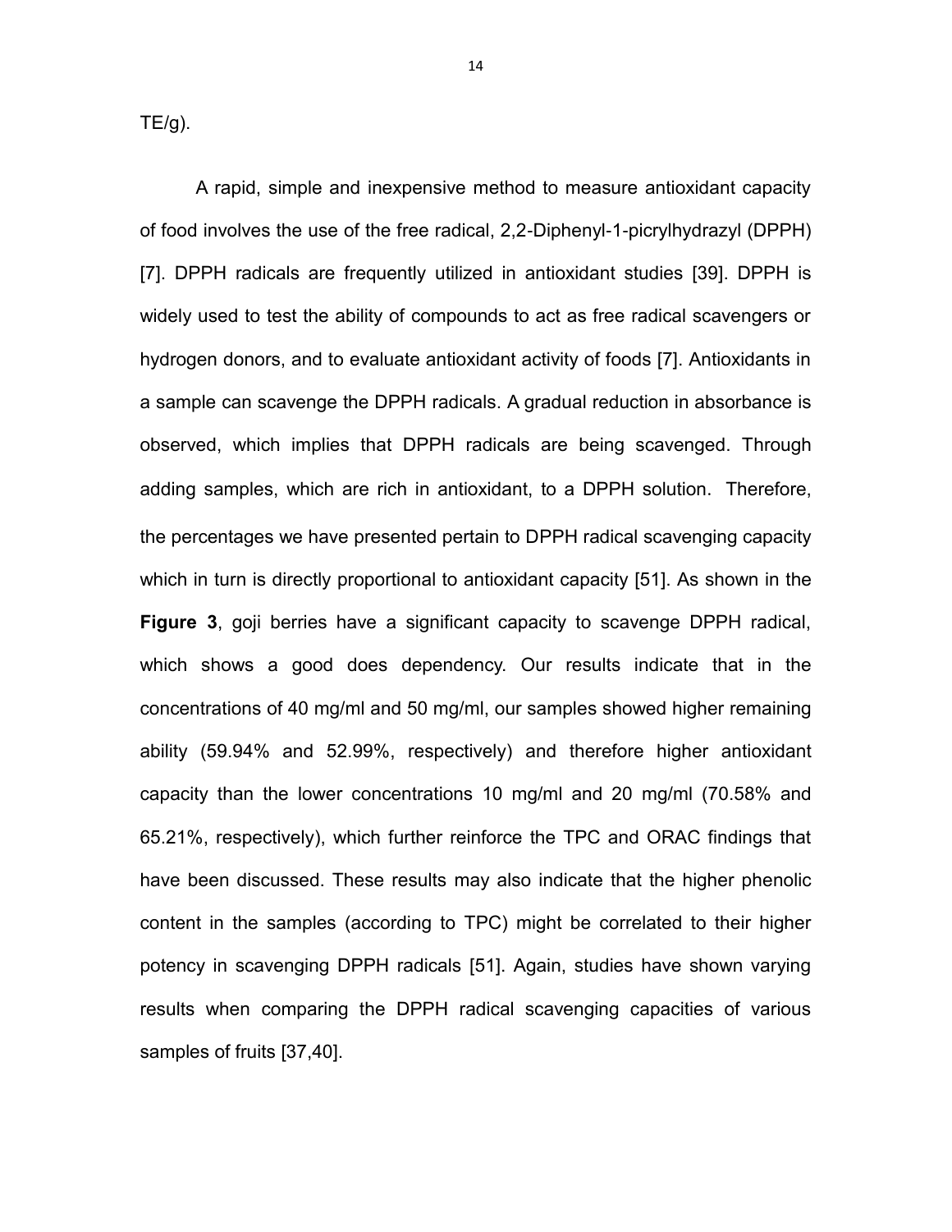TE/g).

A rapid, simple and inexpensive method to measure antioxidant capacity of food involves the use of the free radical, 2,2-Diphenyl-1-picrylhydrazyl (DPPH) [7]. DPPH radicals are frequently utilized in antioxidant studies [39]. DPPH is widely used to test the ability of compounds to act as free radical scavengers or hydrogen donors, and to evaluate antioxidant activity of foods [7]. Antioxidants in a sample can scavenge the DPPH radicals. A gradual reduction in absorbance is observed, which implies that DPPH radicals are being scavenged. Through adding samples, which are rich in antioxidant, to a DPPH solution. Therefore, the percentages we have presented pertain to DPPH radical scavenging capacity which in turn is directly proportional to antioxidant capacity [51]. As shown in the **Figure 3**, goji berries have a significant capacity to scavenge DPPH radical, which shows a good does dependency. Our results indicate that in the concentrations of 40 mg/ml and 50 mg/ml, our samples showed higher remaining ability (59.94% and 52.99%, respectively) and therefore higher antioxidant capacity than the lower concentrations 10 mg/ml and 20 mg/ml (70.58% and 65.21%, respectively), which further reinforce the TPC and ORAC findings that have been discussed. These results may also indicate that the higher phenolic content in the samples (according to TPC) might be correlated to their higher potency in scavenging DPPH radicals [51]. Again, studies have shown varying results when comparing the DPPH radical scavenging capacities of various samples of fruits [37,40].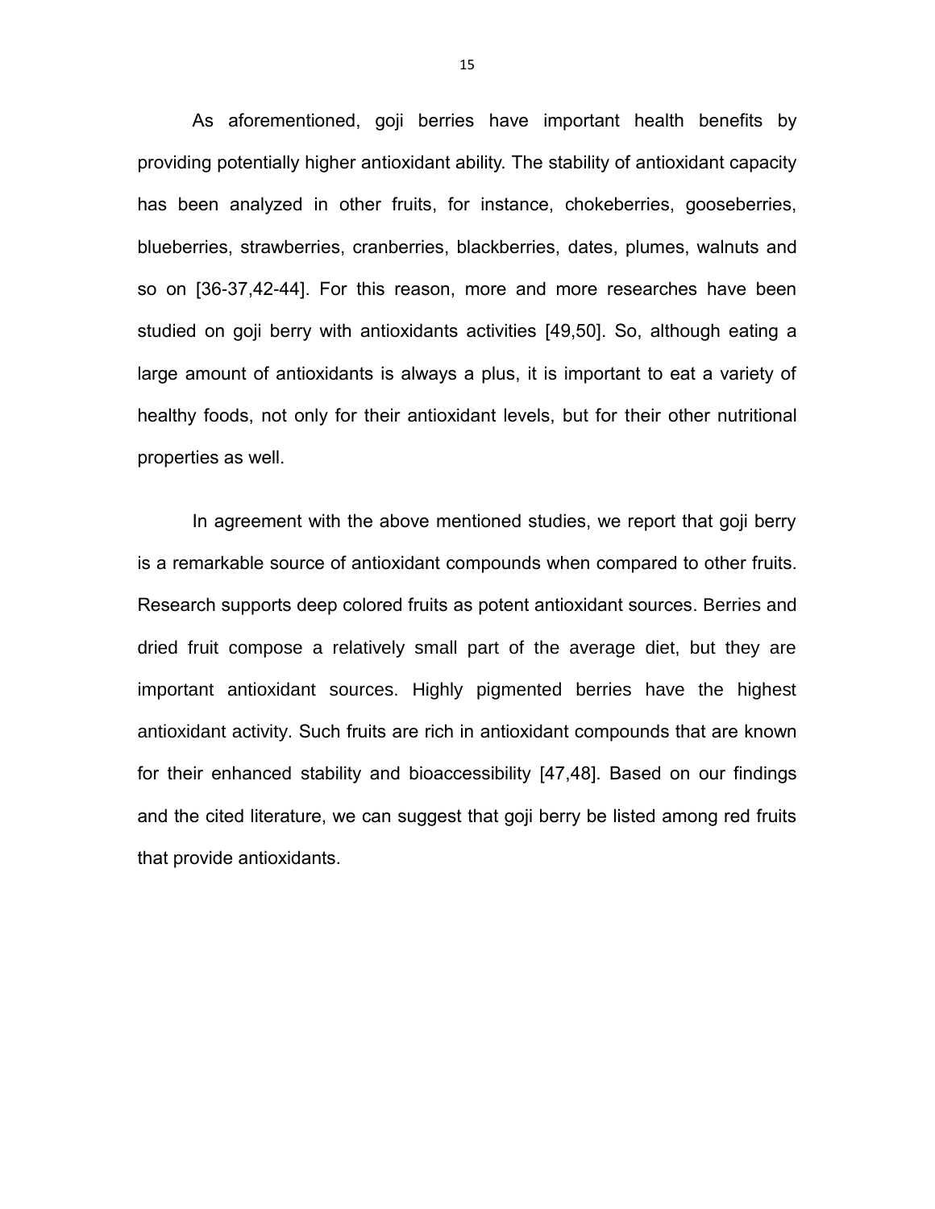As aforementioned, goji berries have important health benefits by providing potentially higher antioxidant ability. The stability of antioxidant capacity has been analyzed in other fruits, for instance, chokeberries, gooseberries, blueberries, strawberries, cranberries, blackberries, dates, plumes, walnuts and so on [36-37,42-44]. For this reason, more and more researches have been studied on goji berry with antioxidants activities [49,50]. So, although eating a large amount of antioxidants is always a plus, it is important to eat a variety of healthy foods, not only for their antioxidant levels, but for their other nutritional properties as well.

In agreement with the above mentioned studies, we report that goji berry is a remarkable source of antioxidant compounds when compared to other fruits. Research supports deep colored fruits as potent antioxidant sources. Berries and dried fruit compose a relatively small part of the average diet, but they are important antioxidant sources. Highly pigmented berries have the highest antioxidant activity. Such fruits are rich in antioxidant compounds that are known for their enhanced stability and bioaccessibility [47,48]. Based on our findings and the cited literature, we can suggest that goji berry be listed among red fruits that provide antioxidants.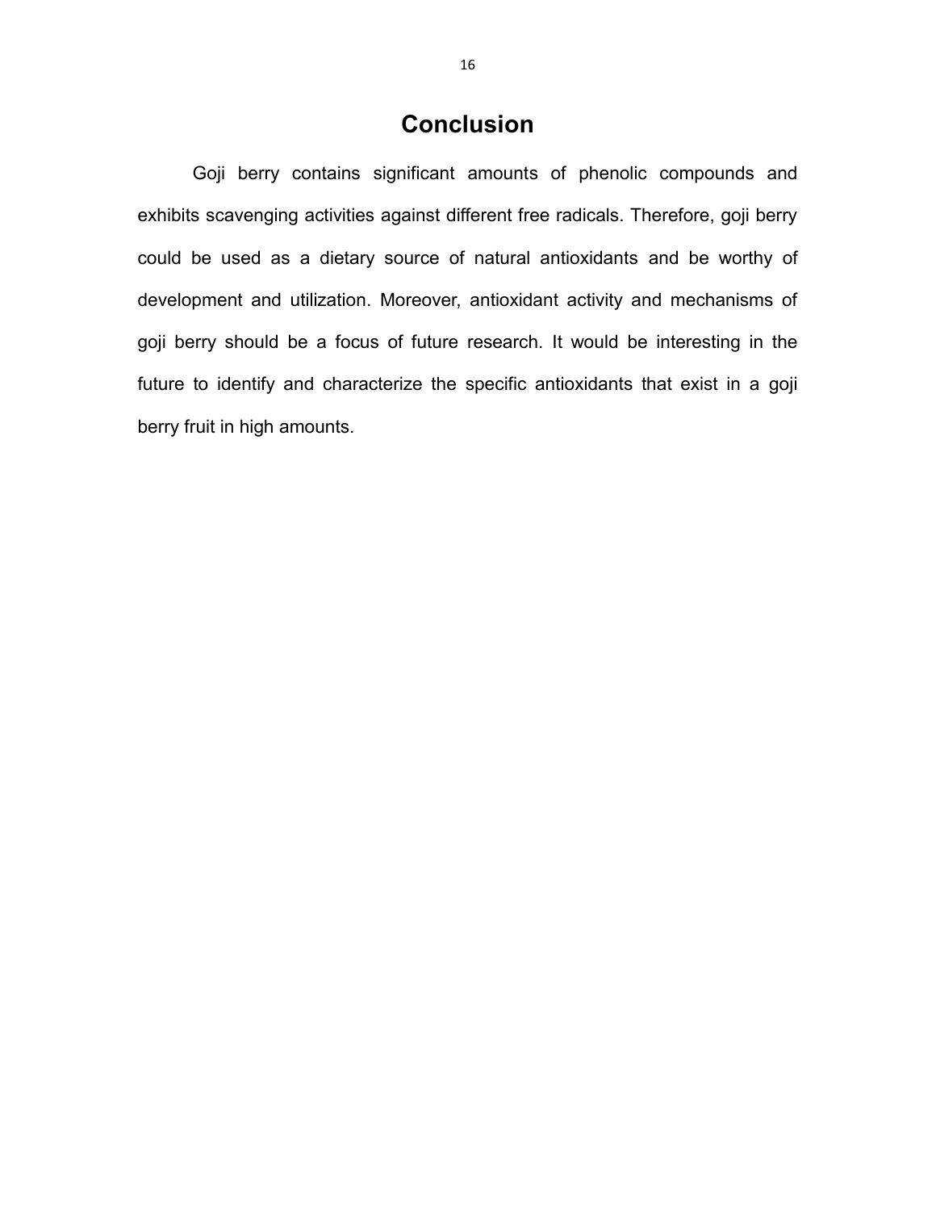# Conclusion

Goji berry contains significant amounts of phenolic compounds and exhibits scavenging activities against different free radicals. Therefore, goji berry could be used as a dietary source of natural antioxidants and be worthy of development and utilization. Moreover, antioxidant activity and mechanisms of goji berry should be a focus of future research. It would be interesting in the future to identify and characterize the specific antioxidants that exist in a goji berry fruit in high amounts.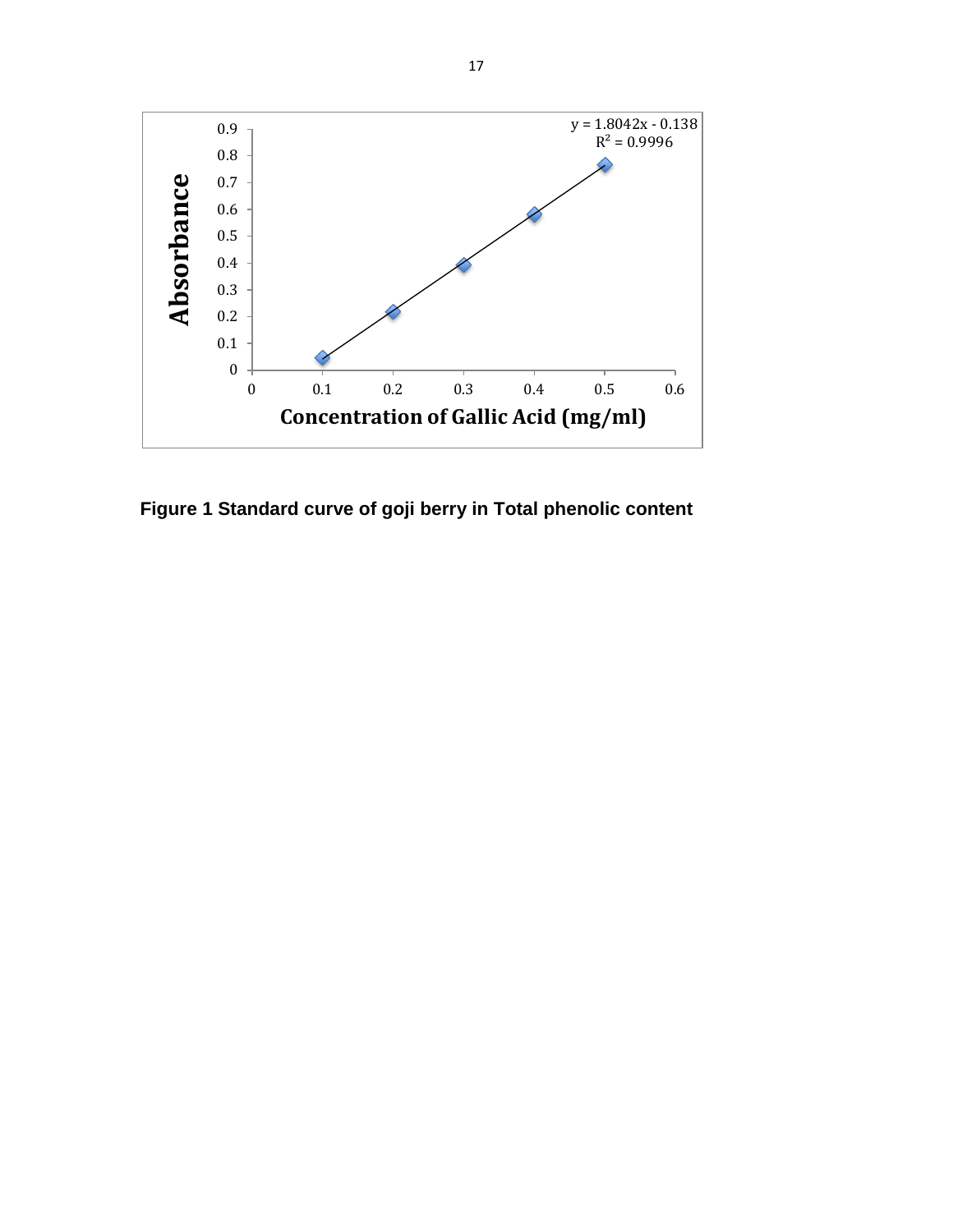y = 1.8042x - 0.138
$R^2$ = 0.9996

Absorbance

Concentration of Gallic Acid (mg/ml)

**Figure 1 Standard curve of goji berry in Total phenolic content**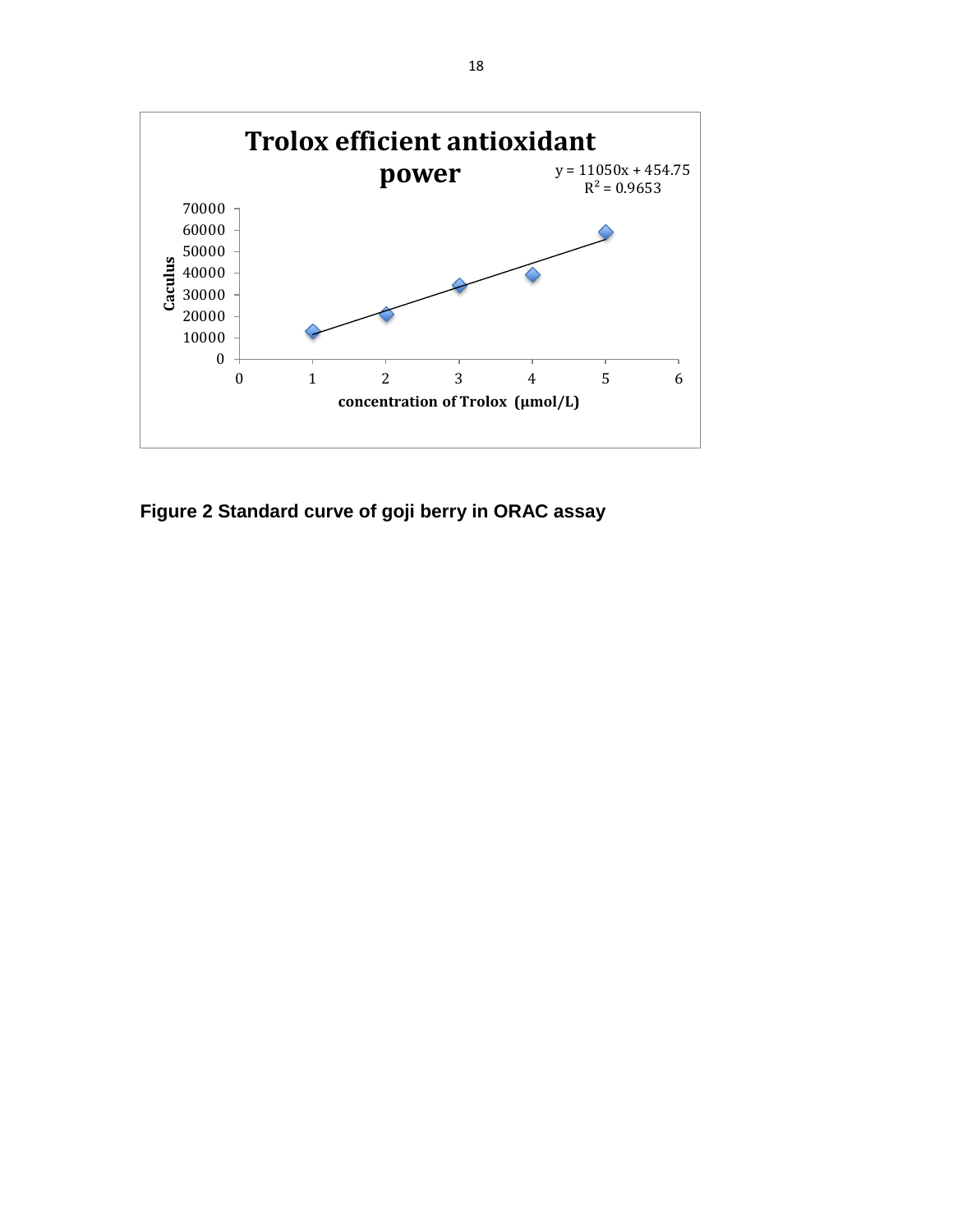**Trolox efficient antioxidant power**

$y = 11050x + 454.75$

$R^2 = 0.9653$

Caculus

concentration of Trolox (μmol/L)

**Figure 2 Standard curve of goji berry in ORAC assay**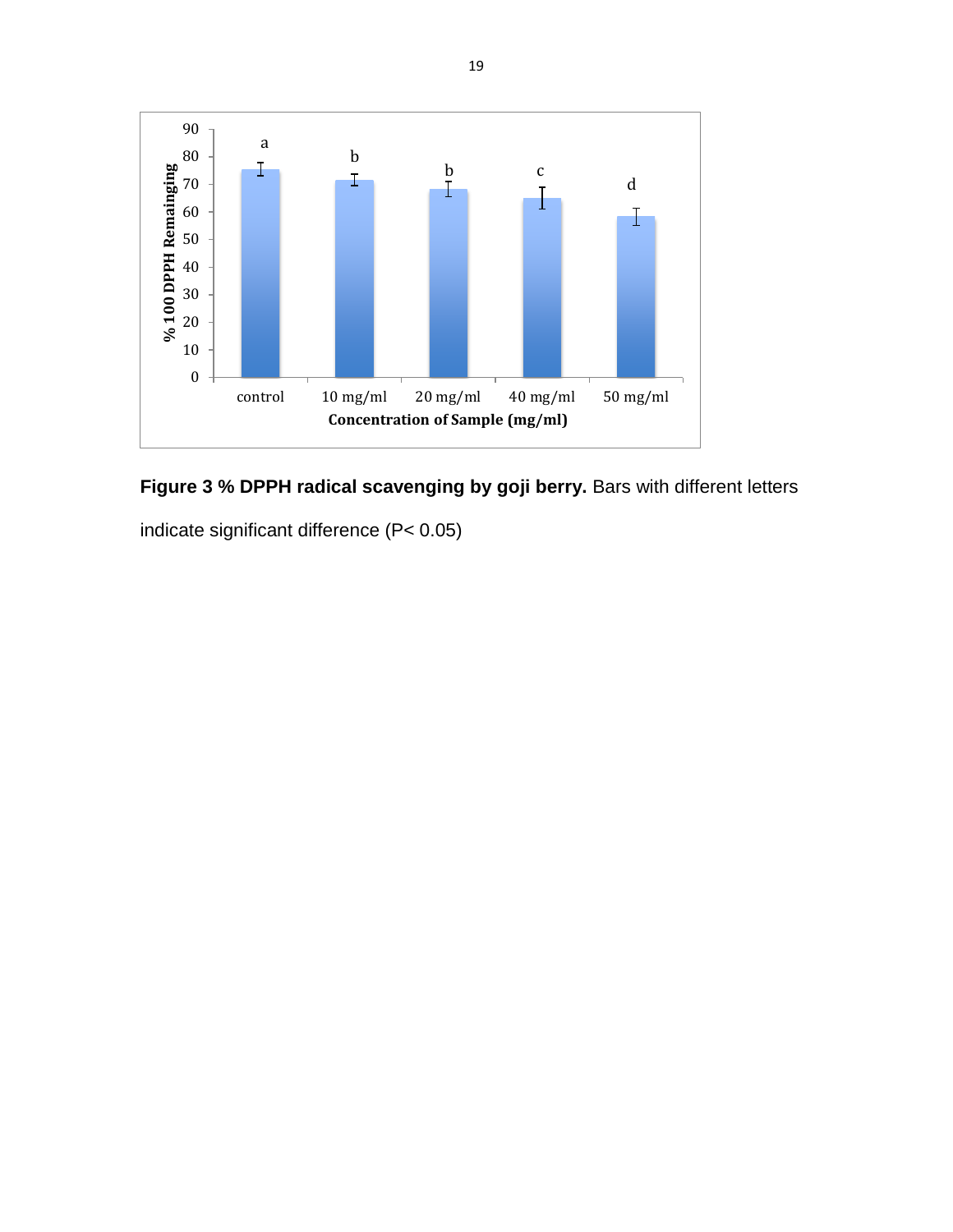**Figure 3 % DPPH radical scavenging by goji berry.** Bars with different letters indicate significant difference (P< 0.05)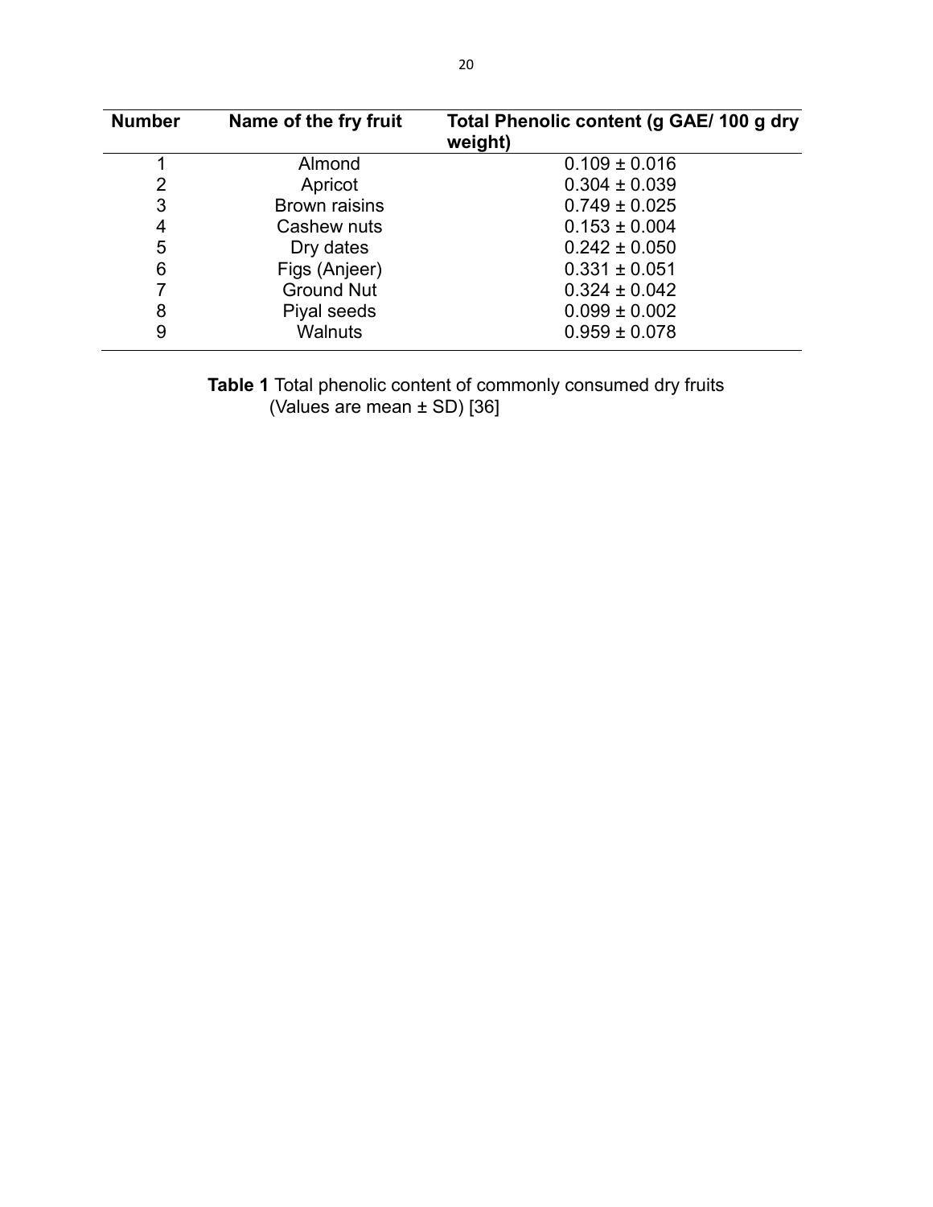| Number | Name of the fry fruit | Total Phenolic content (g GAE/ 100 g dry weight) |
|---|---|---|
| 1 | Almond | 0.109 ± 0.016 |
| 2 | Apricot | 0.304 ± 0.039 |
| 3 | Brown raisins | 0.749 ± 0.025 |
| 4 | Cashew nuts | 0.153 ± 0.004 |
| 5 | Dry dates | 0.242 ± 0.050 |
| 6 | Figs (Anjeer) | 0.331 ± 0.051 |
| 7 | Ground Nut | 0.324 ± 0.042 |
| 8 | Piyal seeds | 0.099 ± 0.002 |
| 9 | Walnuts | 0.959 ± 0.078 |

**Table 1** Total phenolic content of commonly consumed dry fruits (Values are mean ± SD) [36]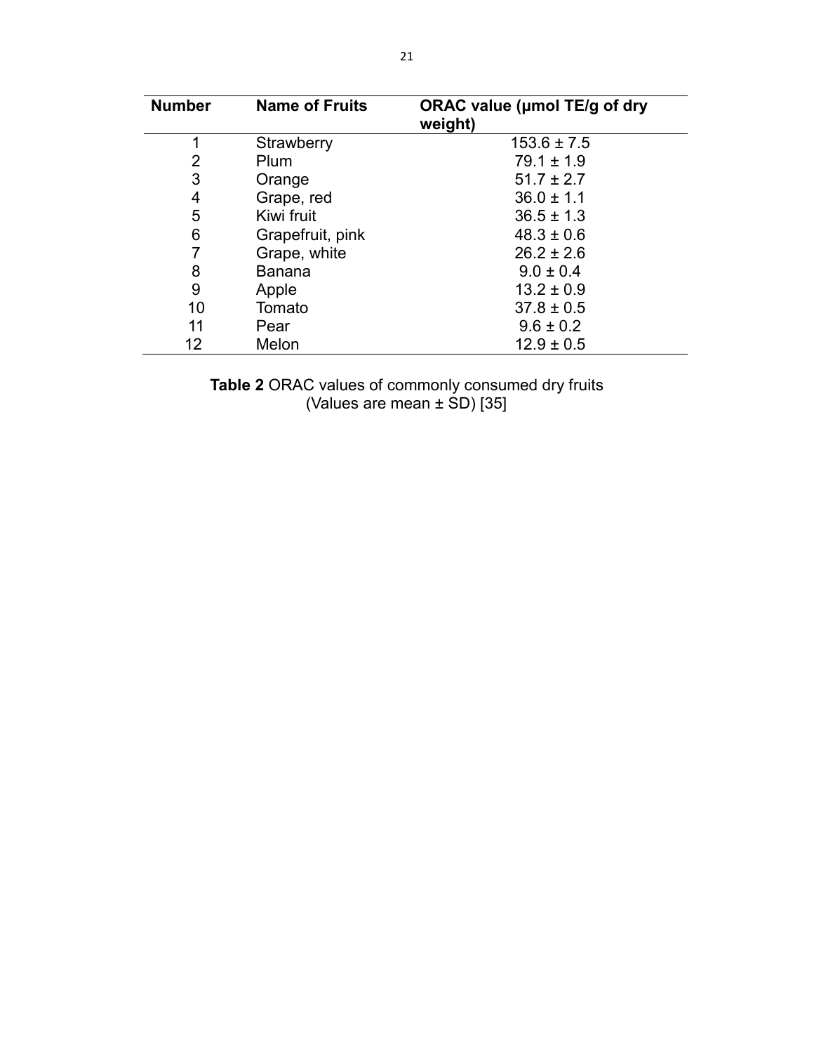| Number | Name of Fruits | ORAC value (μmol TE/g of dry weight) |
| --- | --- | --- |
| 1 | Strawberry | 153.6 ± 7.5 |
| 2 | Plum | 79.1 ± 1.9 |
| 3 | Orange | 51.7 ± 2.7 |
| 4 | Grape, red | 36.0 ± 1.1 |
| 5 | Kiwi fruit | 36.5 ± 1.3 |
| 6 | Grapefruit, pink | 48.3 ± 0.6 |
| 7 | Grape, white | 26.2 ± 2.6 |
| 8 | Banana | 9.0 ± 0.4 |
| 9 | Apple | 13.2 ± 0.9 |
| 10 | Tomato | 37.8 ± 0.5 |
| 11 | Pear | 9.6 ± 0.2 |
| 12 | Melon | 12.9 ± 0.5 |

**Table 2** ORAC values of commonly consumed dry fruits (Values are mean ± SD) [35]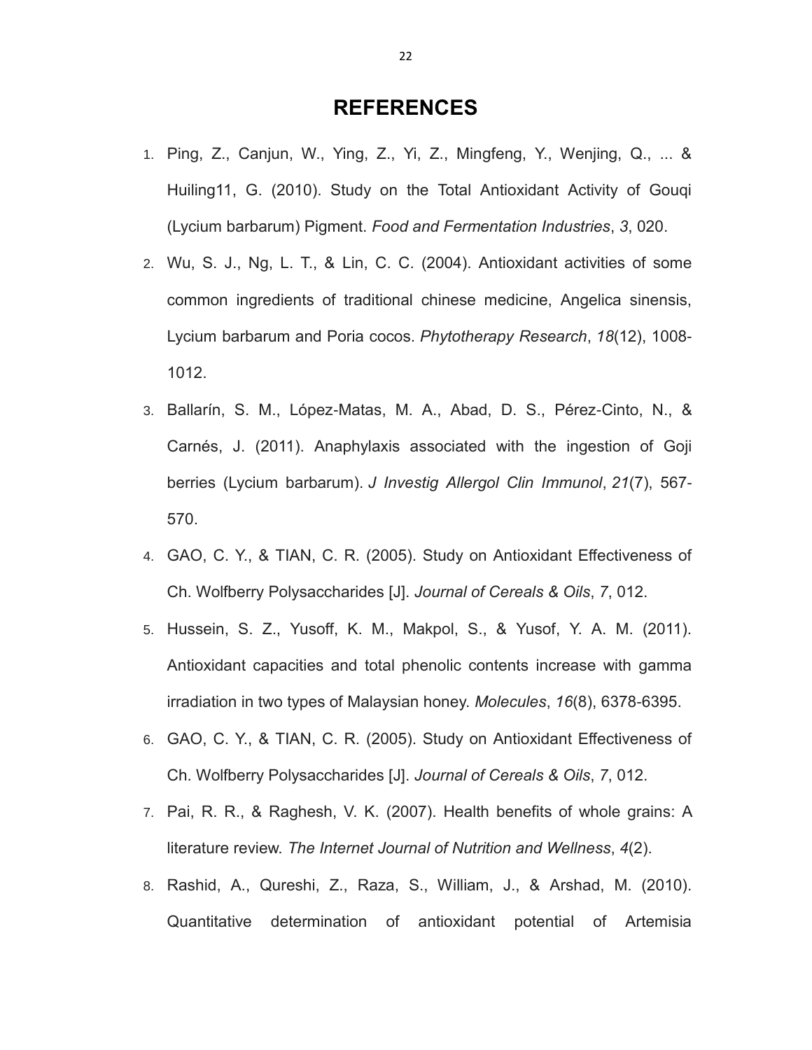# REFERENCES

1. Ping, Z., Canjun, W., Ying, Z., Yi, Z., Mingfeng, Y., Wenjing, Q., ... & Huiling11, G. (2010). Study on the Total Antioxidant Activity of Gouqi (Lycium barbarum) Pigment. *Food and Fermentation Industries*, *3*, 020.
2. Wu, S. J., Ng, L. T., & Lin, C. C. (2004). Antioxidant activities of some common ingredients of traditional chinese medicine, Angelica sinensis, Lycium barbarum and Poria cocos. *Phytotherapy Research*, *18*(12), 1008-1012.
3. Ballarín, S. M., López-Matas, M. A., Abad, D. S., Pérez-Cinto, N., & Carnés, J. (2011). Anaphylaxis associated with the ingestion of Goji berries (Lycium barbarum). *J Investig Allergol Clin Immunol*, *21*(7), 567-570.
4. GAO, C. Y., & TIAN, C. R. (2005). Study on Antioxidant Effectiveness of Ch. Wolfberry Polysaccharides [J]. *Journal of Cereals & Oils*, *7*, 012.
5. Hussein, S. Z., Yusoff, K. M., Makpol, S., & Yusof, Y. A. M. (2011). Antioxidant capacities and total phenolic contents increase with gamma irradiation in two types of Malaysian honey. *Molecules*, *16*(8), 6378-6395.
6. GAO, C. Y., & TIAN, C. R. (2005). Study on Antioxidant Effectiveness of Ch. Wolfberry Polysaccharides [J]. *Journal of Cereals & Oils*, *7*, 012.
7. Pai, R. R., & Raghesh, V. K. (2007). Health benefits of whole grains: A literature review. *The Internet Journal of Nutrition and Wellness*, *4*(2).
8. Rashid, A., Qureshi, Z., Raza, S., William, J., & Arshad, M. (2010). Quantitative determination of antioxidant potential of Artemisia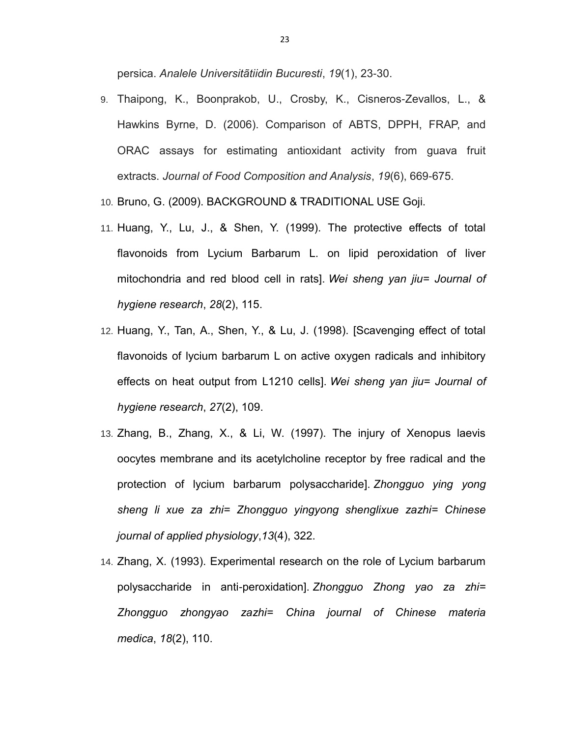persica. *Analele Universitãtiidin Bucuresti*, *19*(1), 23-30.

9. Thaipong, K., Boonprakob, U., Crosby, K., Cisneros-Zevallos, L., & Hawkins Byrne, D. (2006). Comparison of ABTS, DPPH, FRAP, and ORAC assays for estimating antioxidant activity from guava fruit extracts. *Journal of Food Composition and Analysis*, *19*(6), 669-675.
10. Bruno, G. (2009). BACKGROUND & TRADITIONAL USE Goji.
11. Huang, Y., Lu, J., & Shen, Y. (1999). The protective effects of total flavonoids from Lycium Barbarum L. on lipid peroxidation of liver mitochondria and red blood cell in rats]. *Wei sheng yan jiu= Journal of hygiene research*, *28*(2), 115.
12. Huang, Y., Tan, A., Shen, Y., & Lu, J. (1998). [Scavenging effect of total flavonoids of lycium barbarum L on active oxygen radicals and inhibitory effects on heat output from L1210 cells]. *Wei sheng yan jiu= Journal of hygiene research*, *27*(2), 109.
13. Zhang, B., Zhang, X., & Li, W. (1997). The injury of Xenopus laevis oocytes membrane and its acetylcholine receptor by free radical and the protection of lycium barbarum polysaccharide]. *Zhongguo ying yong sheng li xue za zhi= Zhongguo yingyong shenglixue zazhi= Chinese journal of applied physiology*,*13*(4), 322.
14. Zhang, X. (1993). Experimental research on the role of Lycium barbarum polysaccharide in anti-peroxidation]. *Zhongguo Zhong yao za zhi= Zhongguo zhongyao zazhi= China journal of Chinese materia medica*, *18*(2), 110.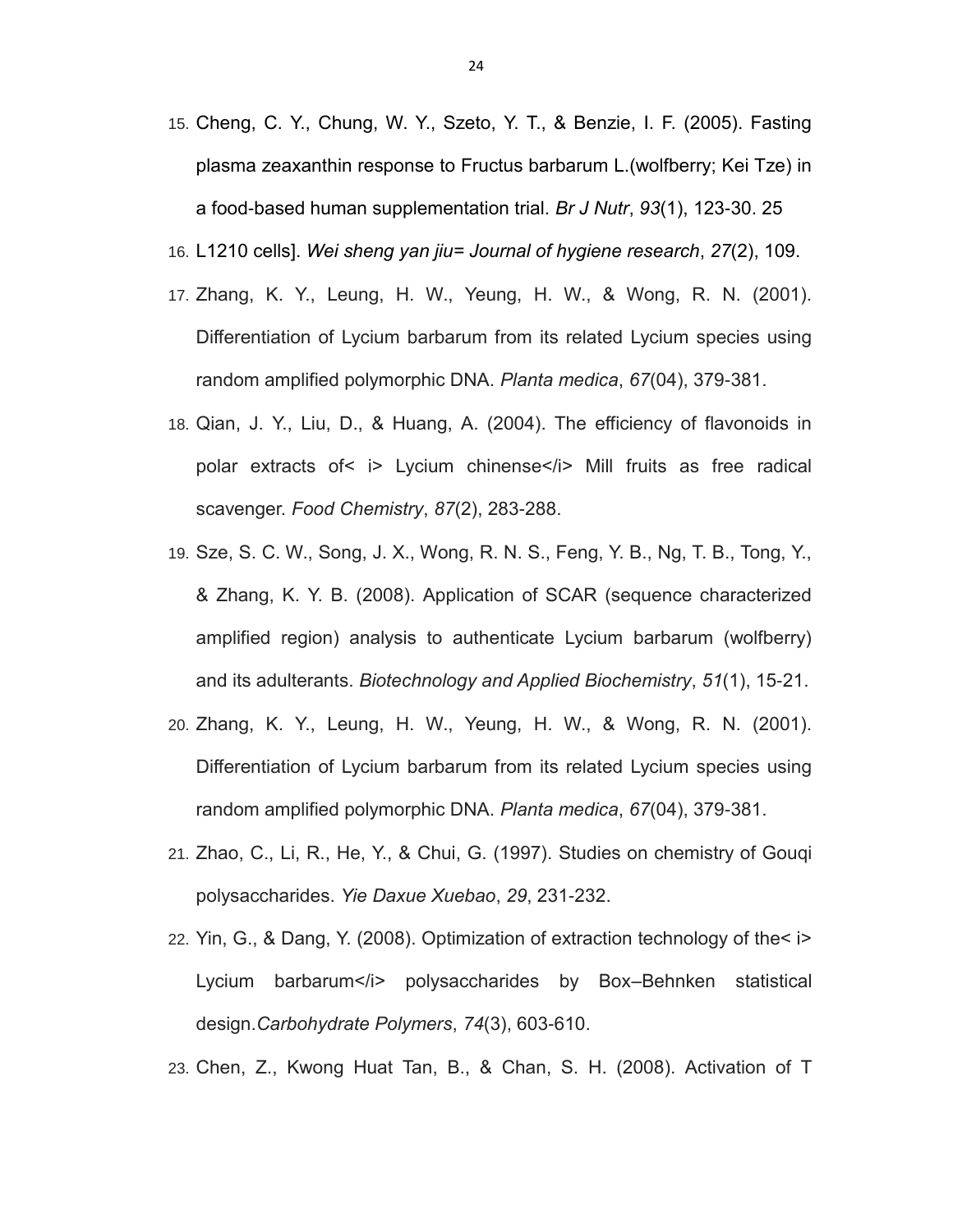15. Cheng, C. Y., Chung, W. Y., Szeto, Y. T., & Benzie, I. F. (2005). Fasting plasma zeaxanthin response to Fructus barbarum L.(wolfberry; Kei Tze) in a food-based human supplementation trial. *Br J Nutr*, *93*(1), 123-30. 25
16. L1210 cells]. *Wei sheng yan jiu= Journal of hygiene research*, *27*(2), 109.
17. Zhang, K. Y., Leung, H. W., Yeung, H. W., & Wong, R. N. (2001). Differentiation of Lycium barbarum from its related Lycium species using random amplified polymorphic DNA. *Planta medica*, *67*(04), 379-381.
18. Qian, J. Y., Liu, D., & Huang, A. (2004). The efficiency of flavonoids in polar extracts of< i> Lycium chinense</i> Mill fruits as free radical scavenger. *Food Chemistry*, *87*(2), 283-288.
19. Sze, S. C. W., Song, J. X., Wong, R. N. S., Feng, Y. B., Ng, T. B., Tong, Y., & Zhang, K. Y. B. (2008). Application of SCAR (sequence characterized amplified region) analysis to authenticate Lycium barbarum (wolfberry) and its adulterants. *Biotechnology and Applied Biochemistry*, *51*(1), 15-21.
20. Zhang, K. Y., Leung, H. W., Yeung, H. W., & Wong, R. N. (2001). Differentiation of Lycium barbarum from its related Lycium species using random amplified polymorphic DNA. *Planta medica*, *67*(04), 379-381.
21. Zhao, C., Li, R., He, Y., & Chui, G. (1997). Studies on chemistry of Gouqi polysaccharides. *Yie Daxue Xuebao*, *29*, 231-232.
22. Yin, G., & Dang, Y. (2008). Optimization of extraction technology of the< i> Lycium barbarum</i> polysaccharides by Box–Behnken statistical design.*Carbohydrate Polymers*, *74*(3), 603-610.
23. Chen, Z., Kwong Huat Tan, B., & Chan, S. H. (2008). Activation of T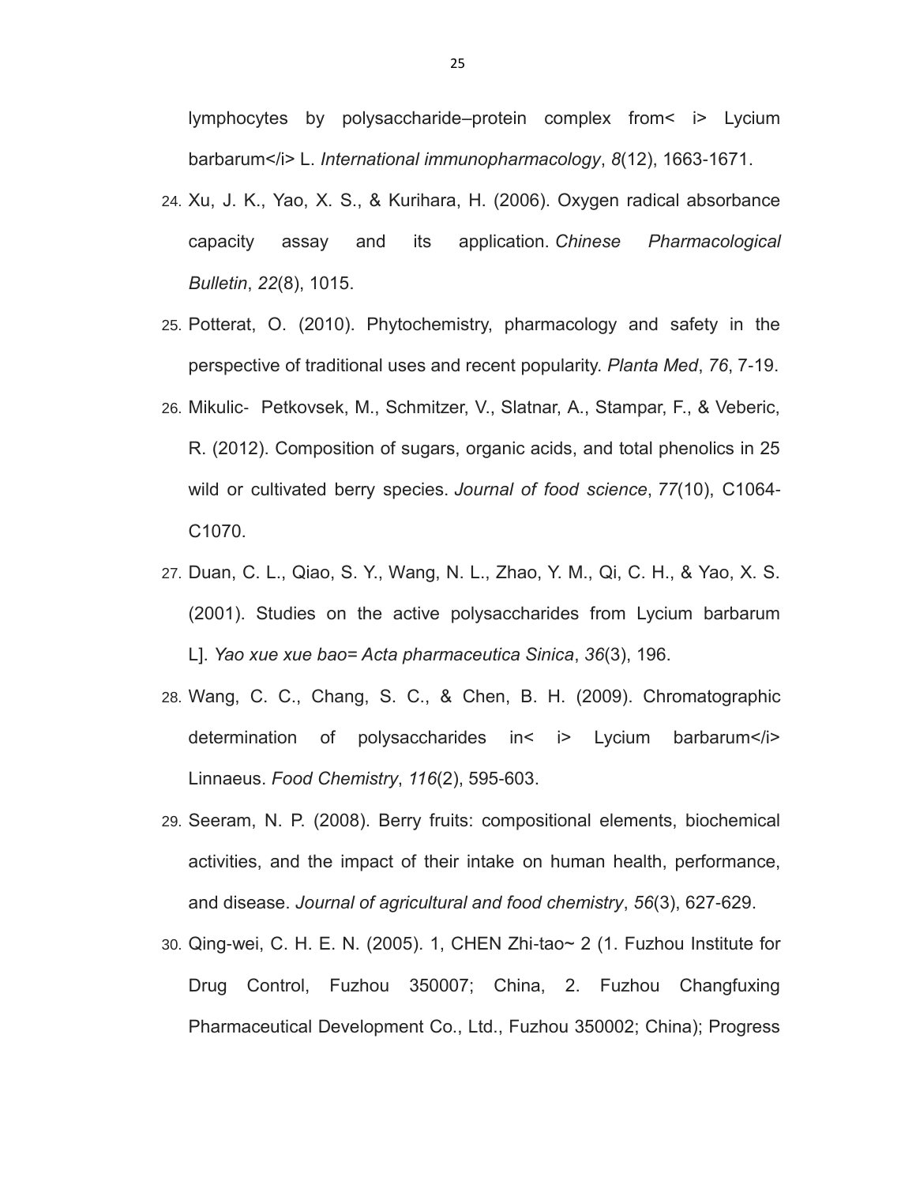lymphocytes by polysaccharide–protein complex from< i> Lycium barbarum</i> L. *International immunopharmacology*, *8*(12), 1663-1671.

24. Xu, J. K., Yao, X. S., & Kurihara, H. (2006). Oxygen radical absorbance capacity assay and its application. *Chinese Pharmacological Bulletin*, *22*(8), 1015.
25. Potterat, O. (2010). Phytochemistry, pharmacology and safety in the perspective of traditional uses and recent popularity. *Planta Med*, *76*, 7-19.
26. Mikulic- Petkovsek, M., Schmitzer, V., Slatnar, A., Stampar, F., & Veberic, R. (2012). Composition of sugars, organic acids, and total phenolics in 25 wild or cultivated berry species. *Journal of food science*, *77*(10), C1064-C1070.
27. Duan, C. L., Qiao, S. Y., Wang, N. L., Zhao, Y. M., Qi, C. H., & Yao, X. S. (2001). Studies on the active polysaccharides from Lycium barbarum L]. *Yao xue xue bao= Acta pharmaceutica Sinica*, *36*(3), 196.
28. Wang, C. C., Chang, S. C., & Chen, B. H. (2009). Chromatographic determination of polysaccharides in< i> Lycium barbarum</i> Linnaeus. *Food Chemistry*, *116*(2), 595-603.
29. Seeram, N. P. (2008). Berry fruits: compositional elements, biochemical activities, and the impact of their intake on human health, performance, and disease. *Journal of agricultural and food chemistry*, *56*(3), 627-629.
30. Qing-wei, C. H. E. N. (2005). 1, CHEN Zhi-tao~ 2 (1. Fuzhou Institute for Drug Control, Fuzhou 350007; China, 2. Fuzhou Changfuxing Pharmaceutical Development Co., Ltd., Fuzhou 350002; China); Progress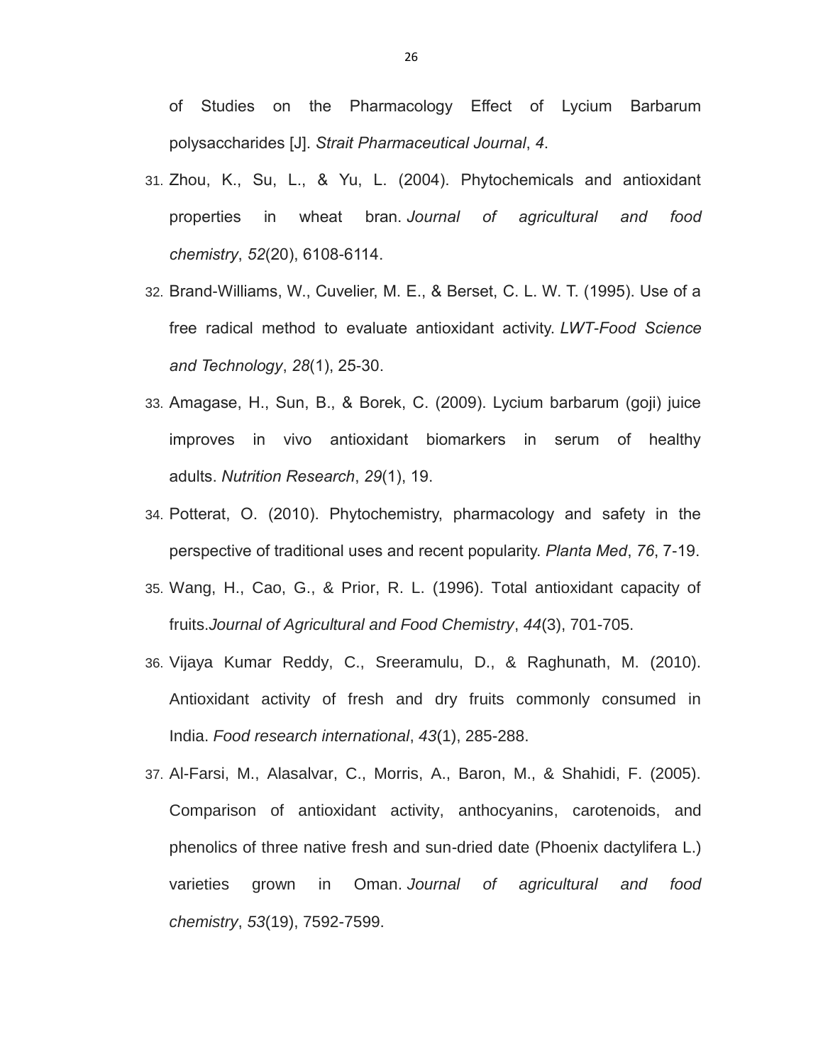of Studies on the Pharmacology Effect of Lycium Barbarum polysaccharides [J]. *Strait Pharmaceutical Journal*, *4*.

31. Zhou, K., Su, L., & Yu, L. (2004). Phytochemicals and antioxidant properties in wheat bran. *Journal of agricultural and food chemistry*, *52*(20), 6108-6114.
32. Brand-Williams, W., Cuvelier, M. E., & Berset, C. L. W. T. (1995). Use of a free radical method to evaluate antioxidant activity. *LWT-Food Science and Technology*, *28*(1), 25-30.
33. Amagase, H., Sun, B., & Borek, C. (2009). Lycium barbarum (goji) juice improves in vivo antioxidant biomarkers in serum of healthy adults. *Nutrition Research*, *29*(1), 19.
34. Potterat, O. (2010). Phytochemistry, pharmacology and safety in the perspective of traditional uses and recent popularity. *Planta Med*, *76*, 7-19.
35. Wang, H., Cao, G., & Prior, R. L. (1996). Total antioxidant capacity of fruits.*Journal of Agricultural and Food Chemistry*, *44*(3), 701-705.
36. Vijaya Kumar Reddy, C., Sreeramulu, D., & Raghunath, M. (2010). Antioxidant activity of fresh and dry fruits commonly consumed in India. *Food research international*, *43*(1), 285-288.
37. Al-Farsi, M., Alasalvar, C., Morris, A., Baron, M., & Shahidi, F. (2005). Comparison of antioxidant activity, anthocyanins, carotenoids, and phenolics of three native fresh and sun-dried date (Phoenix dactylifera L.) varieties grown in Oman. *Journal of agricultural and food chemistry*, *53*(19), 7592-7599.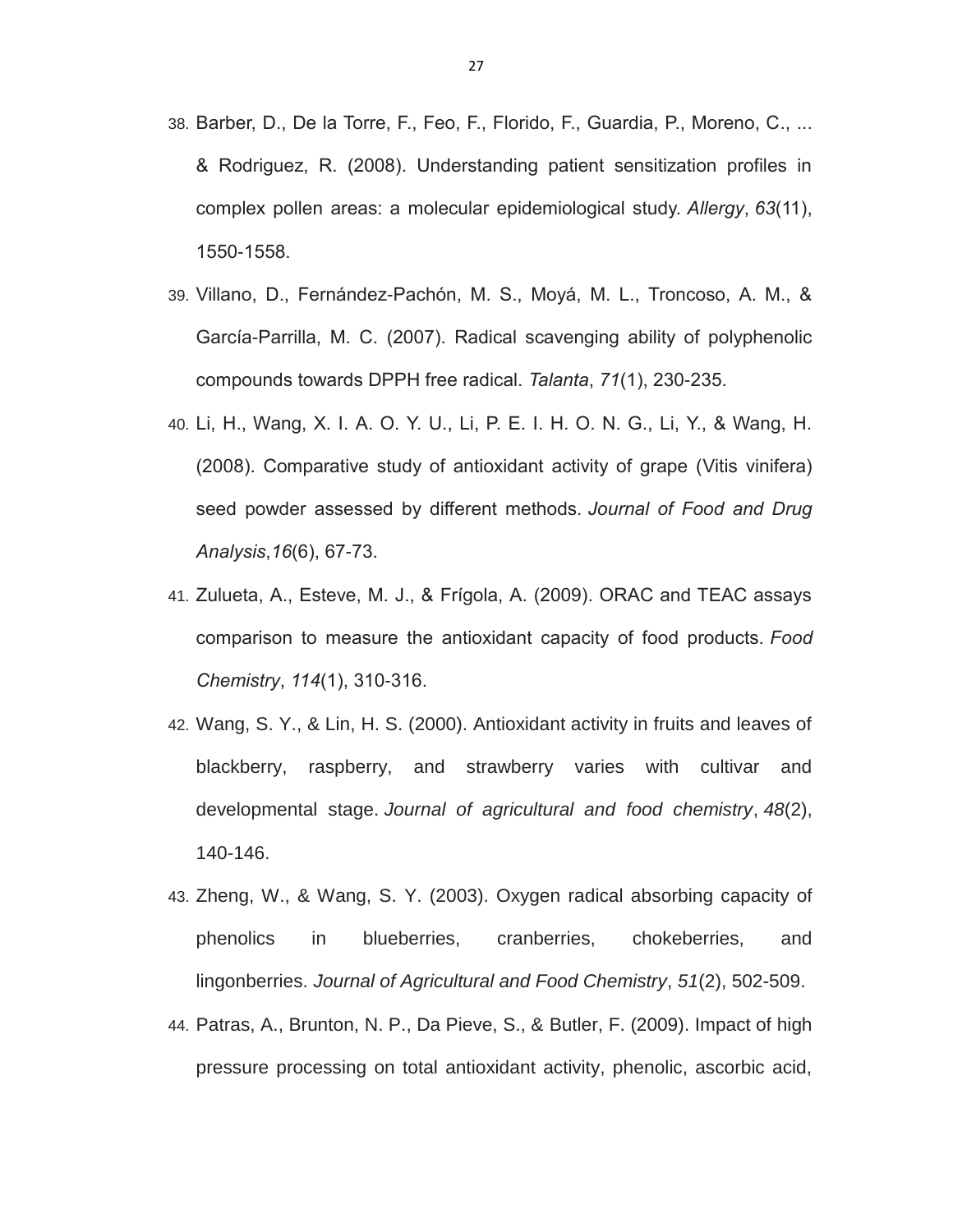38. Barber, D., De la Torre, F., Feo, F., Florido, F., Guardia, P., Moreno, C., ... & Rodriguez, R. (2008). Understanding patient sensitization profiles in complex pollen areas: a molecular epidemiological study. *Allergy*, *63*(11), 1550-1558.
39. Villano, D., Fernández-Pachón, M. S., Moyá, M. L., Troncoso, A. M., & García-Parrilla, M. C. (2007). Radical scavenging ability of polyphenolic compounds towards DPPH free radical. *Talanta*, *71*(1), 230-235.
40. Li, H., Wang, X. I. A. O. Y. U., Li, P. E. I. H. O. N. G., Li, Y., & Wang, H. (2008). Comparative study of antioxidant activity of grape (Vitis vinifera) seed powder assessed by different methods. *Journal of Food and Drug Analysis*,*16*(6), 67-73.
41. Zulueta, A., Esteve, M. J., & Frígola, A. (2009). ORAC and TEAC assays comparison to measure the antioxidant capacity of food products. *Food Chemistry*, *114*(1), 310-316.
42. Wang, S. Y., & Lin, H. S. (2000). Antioxidant activity in fruits and leaves of blackberry, raspberry, and strawberry varies with cultivar and developmental stage. *Journal of agricultural and food chemistry*, *48*(2), 140-146.
43. Zheng, W., & Wang, S. Y. (2003). Oxygen radical absorbing capacity of phenolics in blueberries, cranberries, chokeberries, and lingonberries. *Journal of Agricultural and Food Chemistry*, *51*(2), 502-509.
44. Patras, A., Brunton, N. P., Da Pieve, S., & Butler, F. (2009). Impact of high pressure processing on total antioxidant activity, phenolic, ascorbic acid,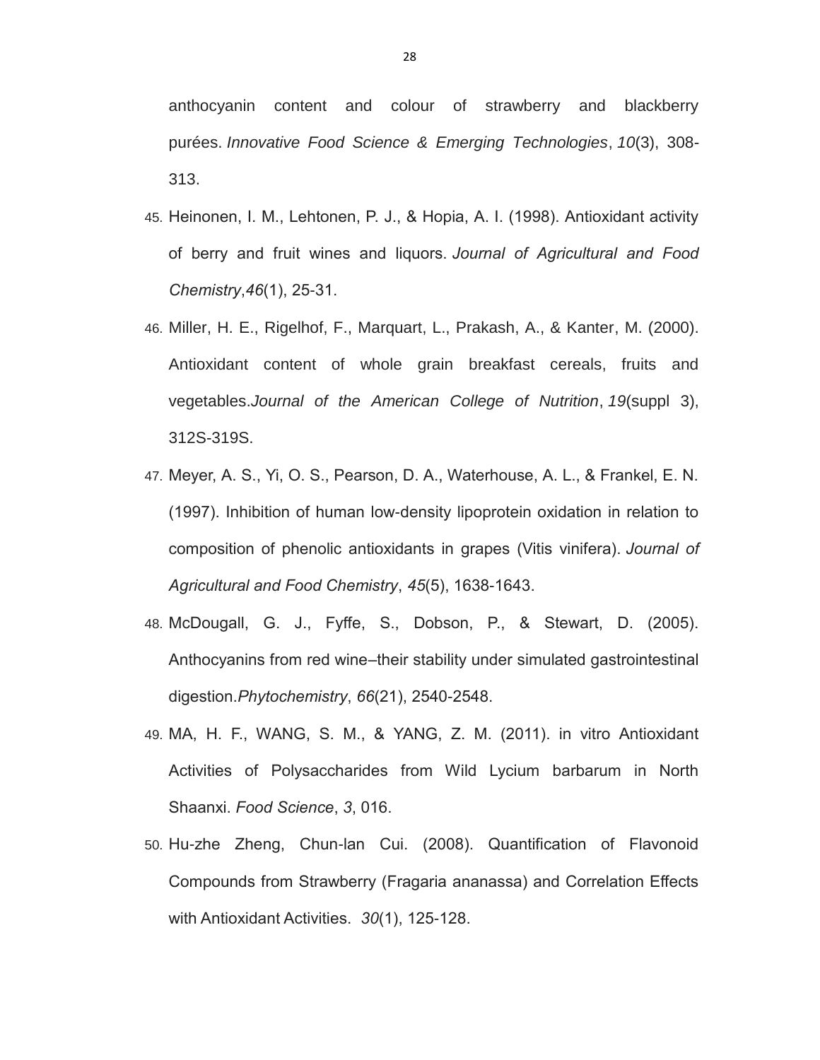anthocyanin content and colour of strawberry and blackberry purées. *Innovative Food Science & Emerging Technologies*, *10*(3), 308-313.

45. Heinonen, I. M., Lehtonen, P. J., & Hopia, A. I. (1998). Antioxidant activity of berry and fruit wines and liquors. *Journal of Agricultural and Food Chemistry*,*46*(1), 25-31.
46. Miller, H. E., Rigelhof, F., Marquart, L., Prakash, A., & Kanter, M. (2000). Antioxidant content of whole grain breakfast cereals, fruits and vegetables.*Journal of the American College of Nutrition*, *19*(suppl 3), 312S-319S.
47. Meyer, A. S., Yi, O. S., Pearson, D. A., Waterhouse, A. L., & Frankel, E. N. (1997). Inhibition of human low-density lipoprotein oxidation in relation to composition of phenolic antioxidants in grapes (Vitis vinifera). *Journal of Agricultural and Food Chemistry*, *45*(5), 1638-1643.
48. McDougall, G. J., Fyffe, S., Dobson, P., & Stewart, D. (2005). Anthocyanins from red wine–their stability under simulated gastrointestinal digestion.*Phytochemistry*, *66*(21), 2540-2548.
49. MA, H. F., WANG, S. M., & YANG, Z. M. (2011). in vitro Antioxidant Activities of Polysaccharides from Wild Lycium barbarum in North Shaanxi. *Food Science*, *3*, 016.
50. Hu-zhe Zheng, Chun-lan Cui. (2008). Quantification of Flavonoid Compounds from Strawberry (Fragaria ananassa) and Correlation Effects with Antioxidant Activities. *30*(1), 125-128.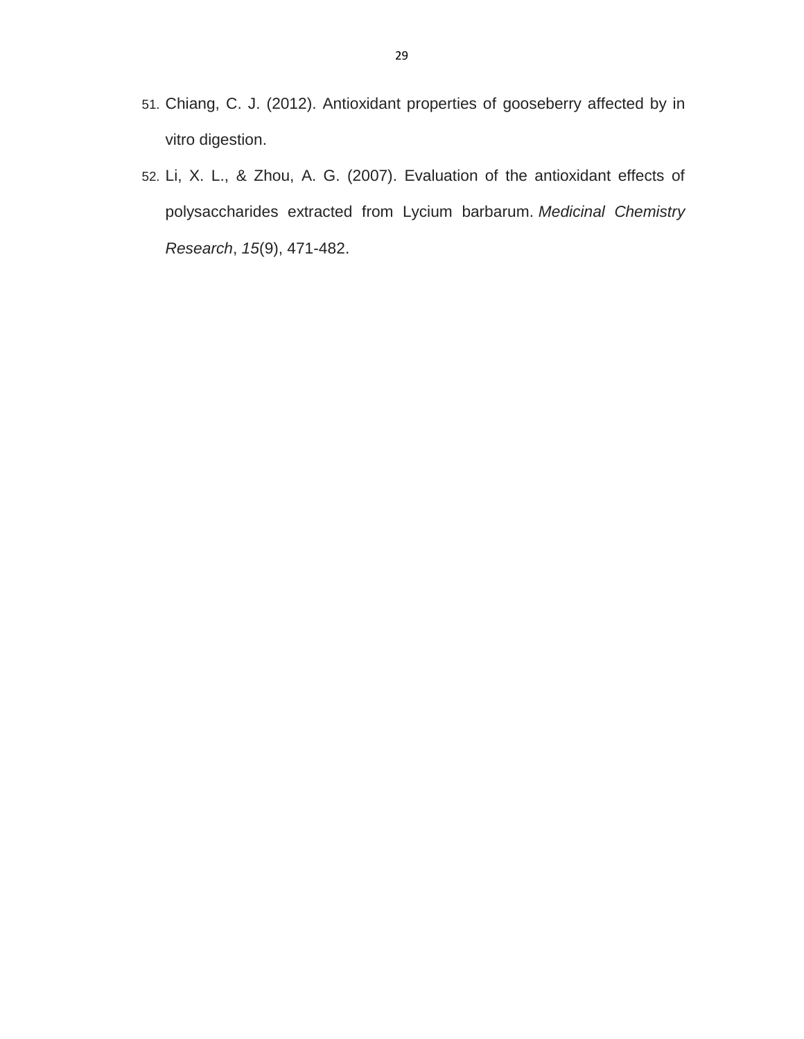51. Chiang, C. J. (2012). Antioxidant properties of gooseberry affected by in vitro digestion.
52. Li, X. L., & Zhou, A. G. (2007). Evaluation of the antioxidant effects of polysaccharides extracted from Lycium barbarum. *Medicinal Chemistry Research*, *15*(9), 471-482.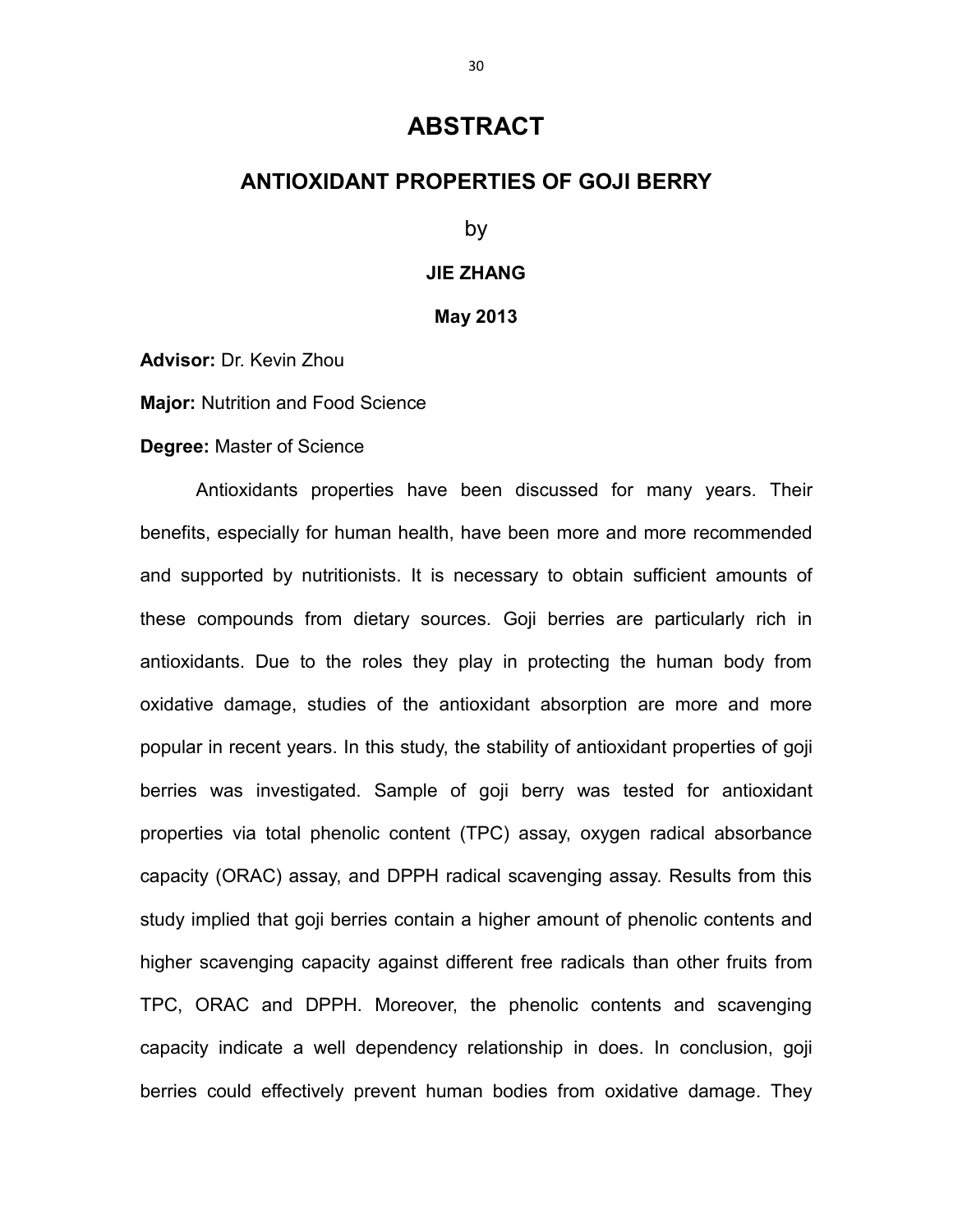# ABSTRACT

## ANTIOXIDANT PROPERTIES OF GOJI BERRY

by

**JIE ZHANG**

**May 2013**

**Advisor:** Dr. Kevin Zhou

**Major:** Nutrition and Food Science

**Degree:** Master of Science

Antioxidants properties have been discussed for many years. Their benefits, especially for human health, have been more and more recommended and supported by nutritionists. It is necessary to obtain sufficient amounts of these compounds from dietary sources. Goji berries are particularly rich in antioxidants. Due to the roles they play in protecting the human body from oxidative damage, studies of the antioxidant absorption are more and more popular in recent years. In this study, the stability of antioxidant properties of goji berries was investigated. Sample of goji berry was tested for antioxidant properties via total phenolic content (TPC) assay, oxygen radical absorbance capacity (ORAC) assay, and DPPH radical scavenging assay. Results from this study implied that goji berries contain a higher amount of phenolic contents and higher scavenging capacity against different free radicals than other fruits from TPC, ORAC and DPPH. Moreover, the phenolic contents and scavenging capacity indicate a well dependency relationship in does. In conclusion, goji berries could effectively prevent human bodies from oxidative damage. They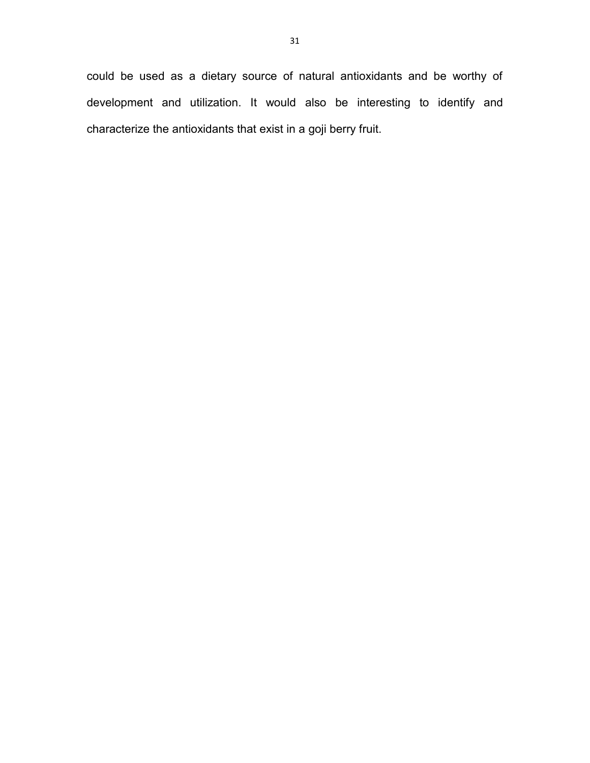could be used as a dietary source of natural antioxidants and be worthy of development and utilization. It would also be interesting to identify and characterize the antioxidants that exist in a goji berry fruit.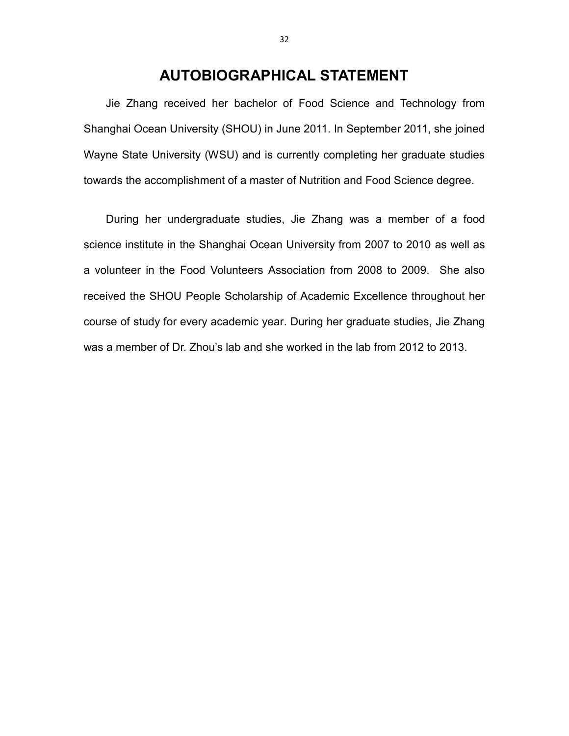# AUTOBIOGRAPHICAL STATEMENT

Jie Zhang received her bachelor of Food Science and Technology from Shanghai Ocean University (SHOU) in June 2011. In September 2011, she joined Wayne State University (WSU) and is currently completing her graduate studies towards the accomplishment of a master of Nutrition and Food Science degree.

During her undergraduate studies, Jie Zhang was a member of a food science institute in the Shanghai Ocean University from 2007 to 2010 as well as a volunteer in the Food Volunteers Association from 2008 to 2009. She also received the SHOU People Scholarship of Academic Excellence throughout her course of study for every academic year. During her graduate studies, Jie Zhang was a member of Dr. Zhou's lab and she worked in the lab from 2012 to 2013.